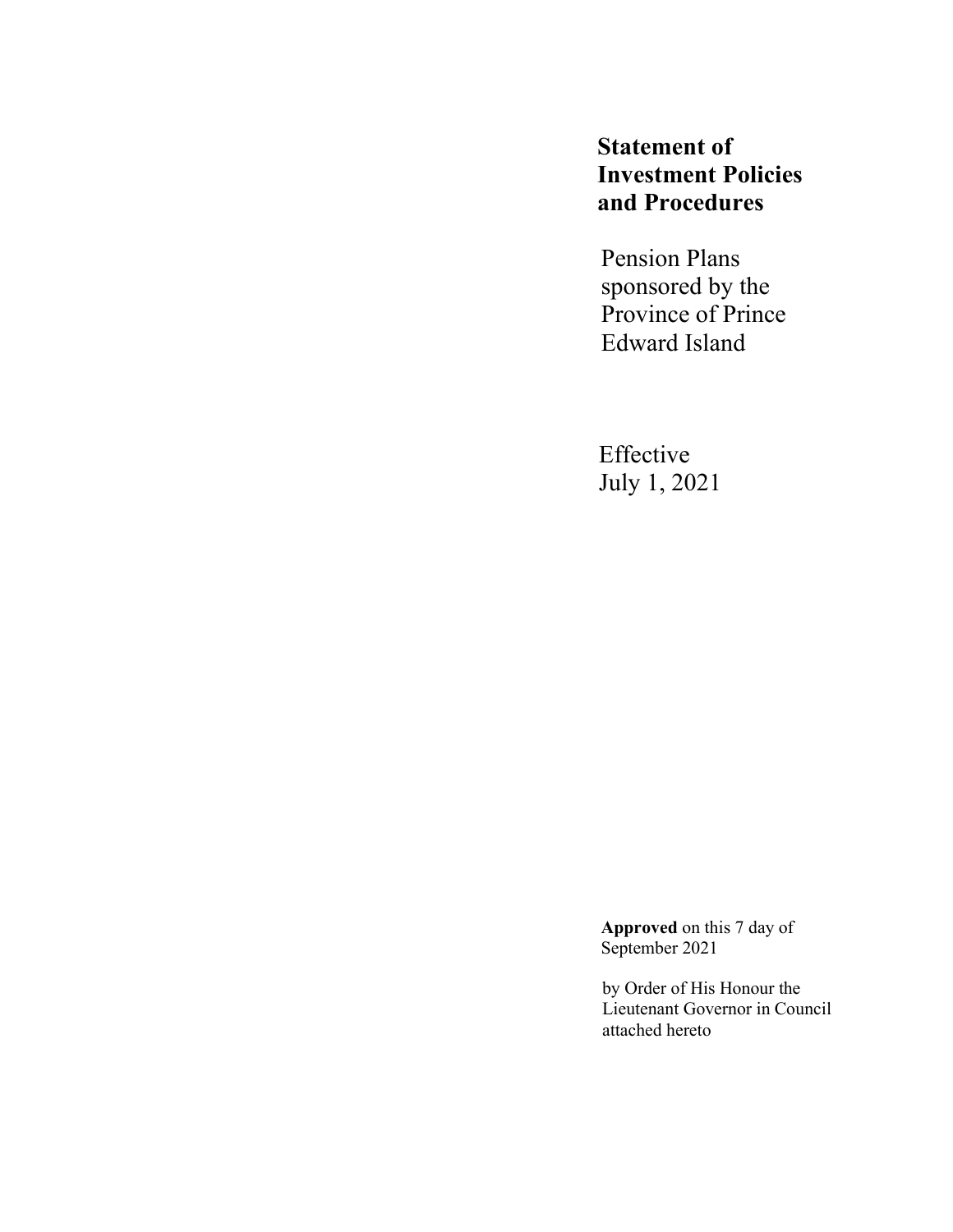# Statement of Investment Policies and Procedures

Pension Plans sponsored by the Province of Prince Edward Island

Effective July 1, 2021

**Approved** on this 7 day of September 2021

by Order of His Honour the Lieutenant Governor in Council attached hereto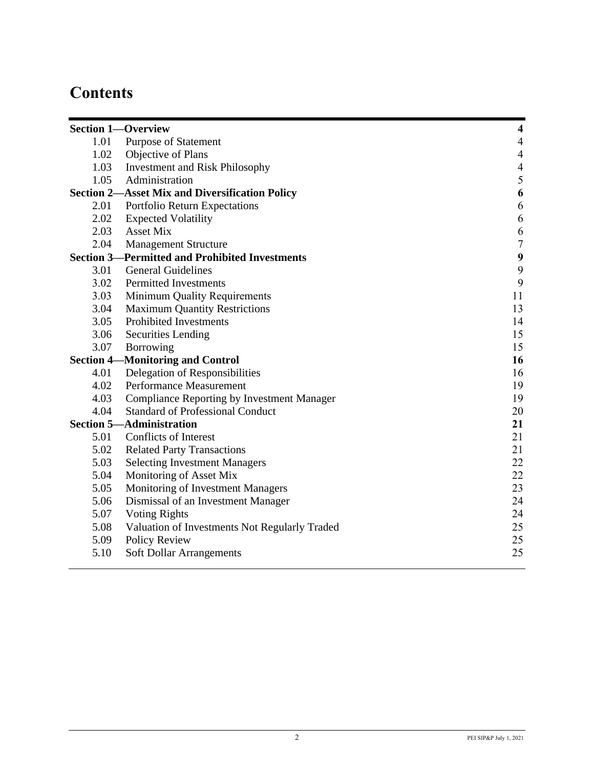# Contents

| | | |
|---|---|---|
| **Section 1—Overview** | | **4** |
| 1.01 | Purpose of Statement | 4 |
| 1.02 | Objective of Plans | 4 |
| 1.03 | Investment and Risk Philosophy | 4 |
| 1.05 | Administration | 5 |
| **Section 2—Asset Mix and Diversification Policy** | | **6** |
| 2.01 | Portfolio Return Expectations | 6 |
| 2.02 | Expected Volatility | 6 |
| 2.03 | Asset Mix | 6 |
| 2.04 | Management Structure | 7 |
| **Section 3—Permitted and Prohibited Investments** | | **9** |
| 3.01 | General Guidelines | 9 |
| 3.02 | Permitted Investments | 9 |
| 3.03 | Minimum Quality Requirements | 11 |
| 3.04 | Maximum Quantity Restrictions | 13 |
| 3.05 | Prohibited Investments | 14 |
| 3.06 | Securities Lending | 15 |
| 3.07 | Borrowing | 15 |
| **Section 4—Monitoring and Control** | | **16** |
| 4.01 | Delegation of Responsibilities | 16 |
| 4.02 | Performance Measurement | 19 |
| 4.03 | Compliance Reporting by Investment Manager | 19 |
| 4.04 | Standard of Professional Conduct | 20 |
| **Section 5—Administration** | | **21** |
| 5.01 | Conflicts of Interest | 21 |
| 5.02 | Related Party Transactions | 21 |
| 5.03 | Selecting Investment Managers | 22 |
| 5.04 | Monitoring of Asset Mix | 22 |
| 5.05 | Monitoring of Investment Managers | 23 |
| 5.06 | Dismissal of an Investment Manager | 24 |
| 5.07 | Voting Rights | 24 |
| 5.08 | Valuation of Investments Not Regularly Traded | 25 |
| 5.09 | Policy Review | 25 |
| 5.10 | Soft Dollar Arrangements | 25 |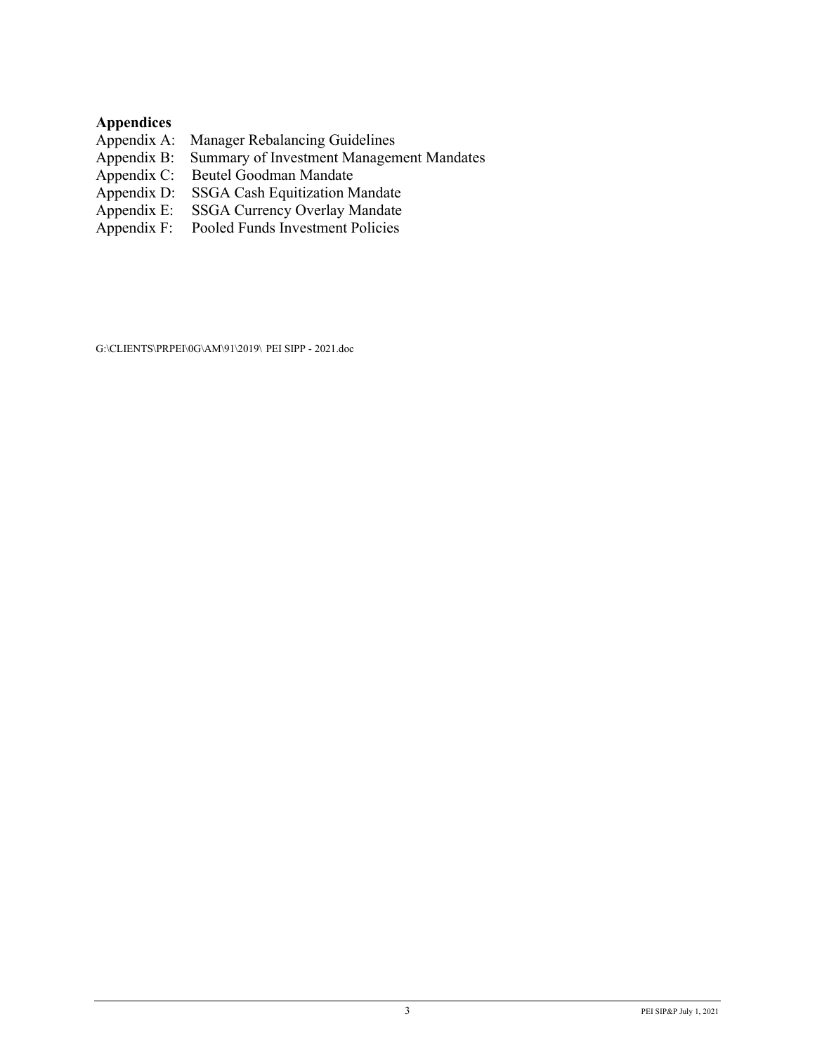**Appendices**

Appendix A: Manager Rebalancing Guidelines
Appendix B: Summary of Investment Management Mandates
Appendix C: Beutel Goodman Mandate
Appendix D: SSGA Cash Equitization Mandate
Appendix E: SSGA Currency Overlay Mandate
Appendix F: Pooled Funds Investment Policies

G:\CLIENTS\PRPEI\0G\AM\91\2019\ PEI SIPP - 2021.doc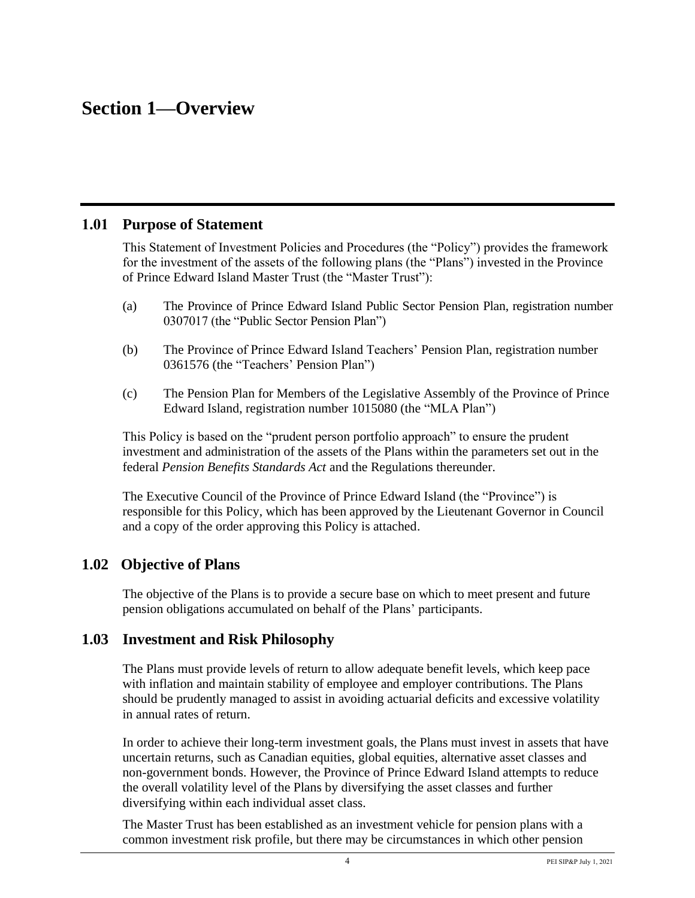# Section 1—Overview

## 1.01 Purpose of Statement

This Statement of Investment Policies and Procedures (the "Policy") provides the framework for the investment of the assets of the following plans (the "Plans") invested in the Province of Prince Edward Island Master Trust (the "Master Trust"):

(a) The Province of Prince Edward Island Public Sector Pension Plan, registration number 0307017 (the "Public Sector Pension Plan")

(b) The Province of Prince Edward Island Teachers' Pension Plan, registration number 0361576 (the "Teachers' Pension Plan")

(c) The Pension Plan for Members of the Legislative Assembly of the Province of Prince Edward Island, registration number 1015080 (the "MLA Plan")

This Policy is based on the "prudent person portfolio approach" to ensure the prudent investment and administration of the assets of the Plans within the parameters set out in the federal *Pension Benefits Standards Act* and the Regulations thereunder.

The Executive Council of the Province of Prince Edward Island (the "Province") is responsible for this Policy, which has been approved by the Lieutenant Governor in Council and a copy of the order approving this Policy is attached.

## 1.02 Objective of Plans

The objective of the Plans is to provide a secure base on which to meet present and future pension obligations accumulated on behalf of the Plans' participants.

## 1.03 Investment and Risk Philosophy

The Plans must provide levels of return to allow adequate benefit levels, which keep pace with inflation and maintain stability of employee and employer contributions. The Plans should be prudently managed to assist in avoiding actuarial deficits and excessive volatility in annual rates of return.

In order to achieve their long-term investment goals, the Plans must invest in assets that have uncertain returns, such as Canadian equities, global equities, alternative asset classes and non-government bonds. However, the Province of Prince Edward Island attempts to reduce the overall volatility level of the Plans by diversifying the asset classes and further diversifying within each individual asset class.

The Master Trust has been established as an investment vehicle for pension plans with a common investment risk profile, but there may be circumstances in which other pension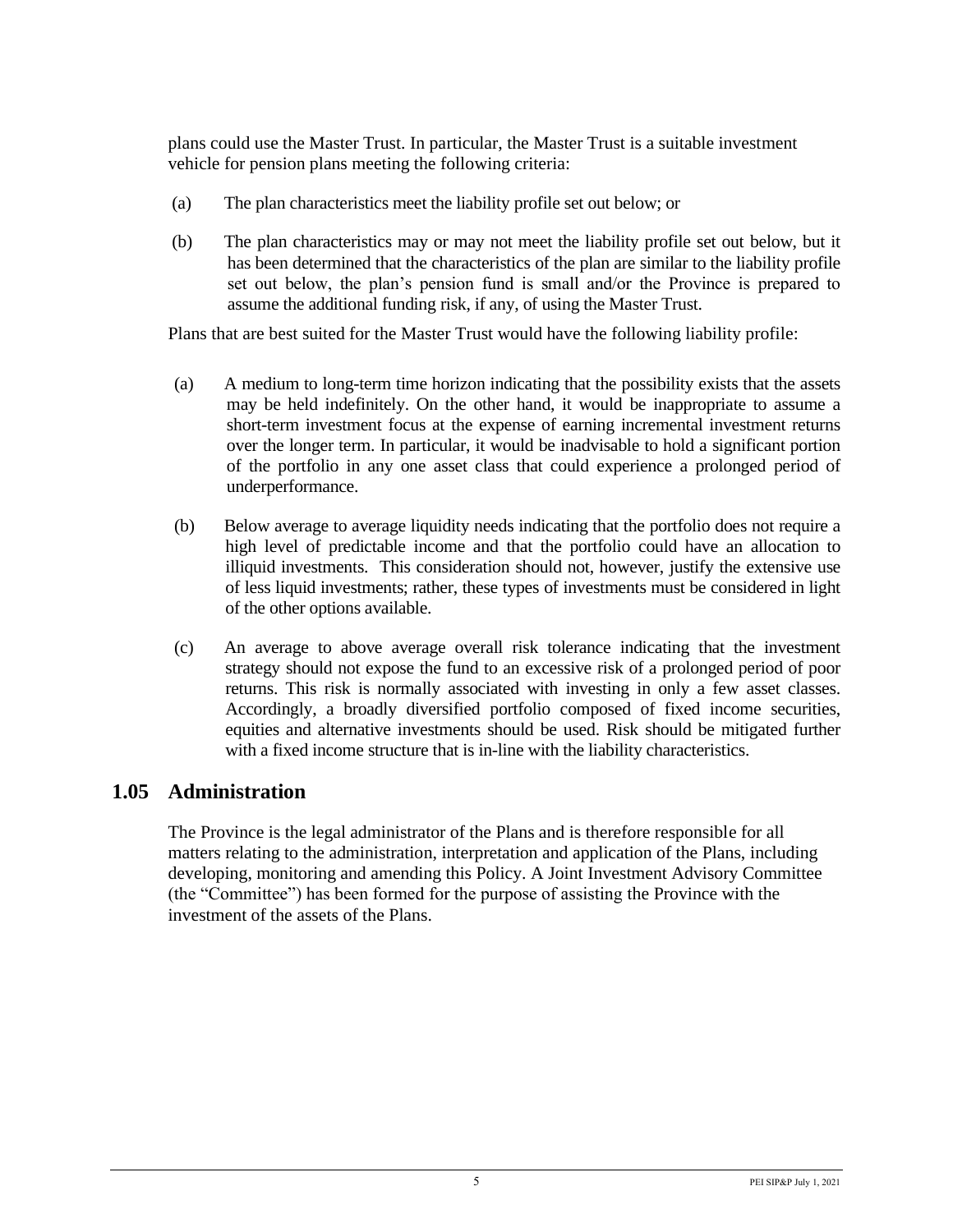plans could use the Master Trust. In particular, the Master Trust is a suitable investment vehicle for pension plans meeting the following criteria:

(a) The plan characteristics meet the liability profile set out below; or

(b) The plan characteristics may or may not meet the liability profile set out below, but it has been determined that the characteristics of the plan are similar to the liability profile set out below, the plan's pension fund is small and/or the Province is prepared to assume the additional funding risk, if any, of using the Master Trust.

Plans that are best suited for the Master Trust would have the following liability profile:

(a) A medium to long-term time horizon indicating that the possibility exists that the assets may be held indefinitely. On the other hand, it would be inappropriate to assume a short-term investment focus at the expense of earning incremental investment returns over the longer term. In particular, it would be inadvisable to hold a significant portion of the portfolio in any one asset class that could experience a prolonged period of underperformance.

(b) Below average to average liquidity needs indicating that the portfolio does not require a high level of predictable income and that the portfolio could have an allocation to illiquid investments. This consideration should not, however, justify the extensive use of less liquid investments; rather, these types of investments must be considered in light of the other options available.

(c) An average to above average overall risk tolerance indicating that the investment strategy should not expose the fund to an excessive risk of a prolonged period of poor returns. This risk is normally associated with investing in only a few asset classes. Accordingly, a broadly diversified portfolio composed of fixed income securities, equities and alternative investments should be used. Risk should be mitigated further with a fixed income structure that is in-line with the liability characteristics.

## 1.05 Administration

The Province is the legal administrator of the Plans and is therefore responsible for all matters relating to the administration, interpretation and application of the Plans, including developing, monitoring and amending this Policy. A Joint Investment Advisory Committee (the "Committee") has been formed for the purpose of assisting the Province with the investment of the assets of the Plans.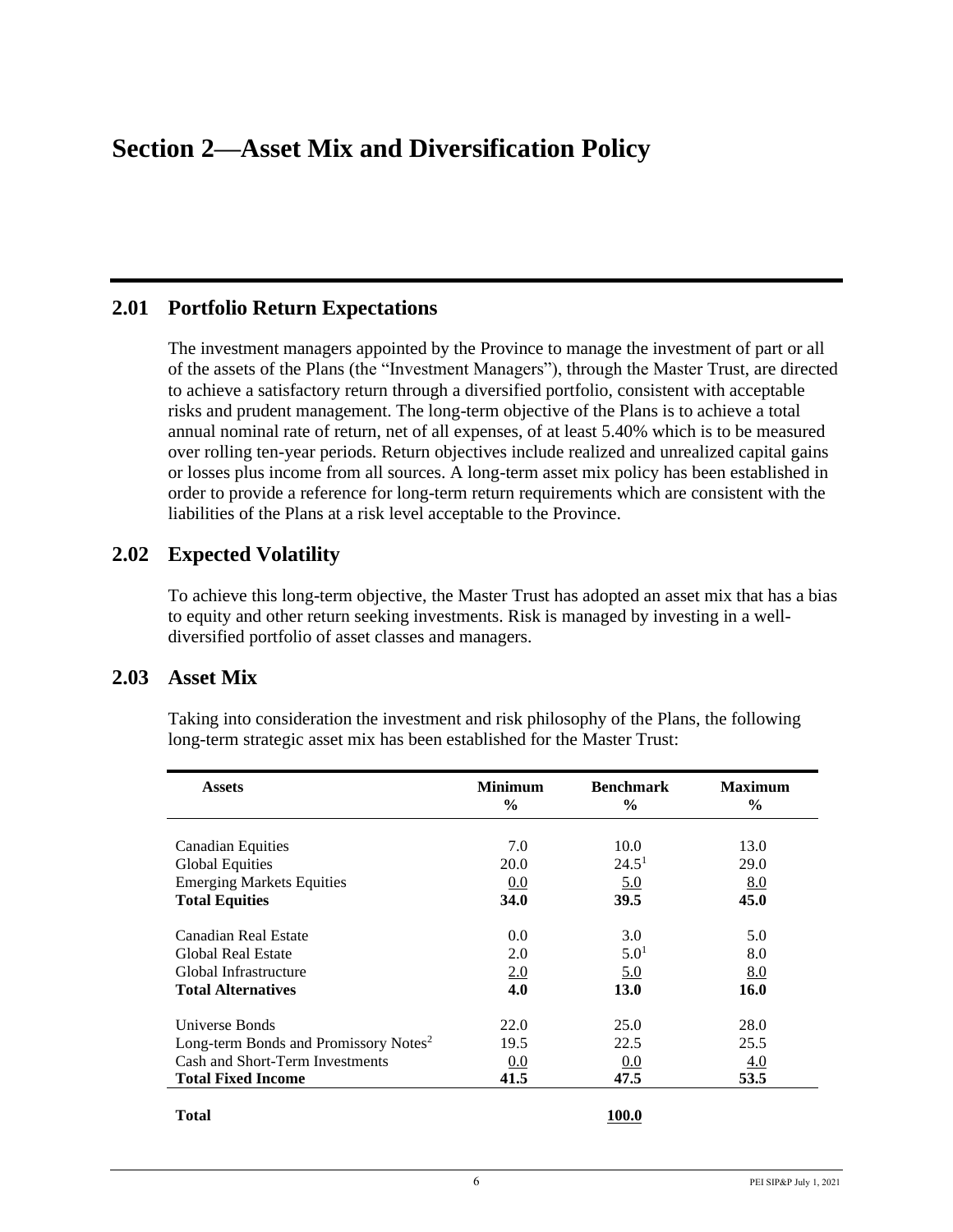# Section 2—Asset Mix and Diversification Policy

## 2.01 Portfolio Return Expectations

The investment managers appointed by the Province to manage the investment of part or all of the assets of the Plans (the "Investment Managers"), through the Master Trust, are directed to achieve a satisfactory return through a diversified portfolio, consistent with acceptable risks and prudent management. The long-term objective of the Plans is to achieve a total annual nominal rate of return, net of all expenses, of at least 5.40% which is to be measured over rolling ten-year periods. Return objectives include realized and unrealized capital gains or losses plus income from all sources. A long-term asset mix policy has been established in order to provide a reference for long-term return requirements which are consistent with the liabilities of the Plans at a risk level acceptable to the Province.

## 2.02 Expected Volatility

To achieve this long-term objective, the Master Trust has adopted an asset mix that has a bias to equity and other return seeking investments. Risk is managed by investing in a well-diversified portfolio of asset classes and managers.

## 2.03 Asset Mix

Taking into consideration the investment and risk philosophy of the Plans, the following long-term strategic asset mix has been established for the Master Trust:

| Assets | Minimum % | Benchmark % | Maximum % |
|---|---|---|---|
| Canadian Equities | 7.0 | 10.0 | 13.0 |
| Global Equities | 20.0 | 24.5[1] | 29.0 |
| Emerging Markets Equities | 0.0 | 5.0 | 8.0 |
| **Total Equities** | **34.0** | **39.5** | **45.0** |
| Canadian Real Estate | 0.0 | 3.0 | 5.0 |
| Global Real Estate | 2.0 | 5.0[1] | 8.0 |
| Global Infrastructure | 2.0 | 5.0 | 8.0 |
| **Total Alternatives** | **4.0** | **13.0** | **16.0** |
| Universe Bonds | 22.0 | 25.0 | 28.0 |
| Long-term Bonds and Promissory Notes[2] | 19.5 | 22.5 | 25.5 |
| Cash and Short-Term Investments | 0.0 | 0.0 | 4.0 |
| **Total Fixed Income** | **41.5** | **47.5** | **53.5** |
| **Total** | | **100.0** | |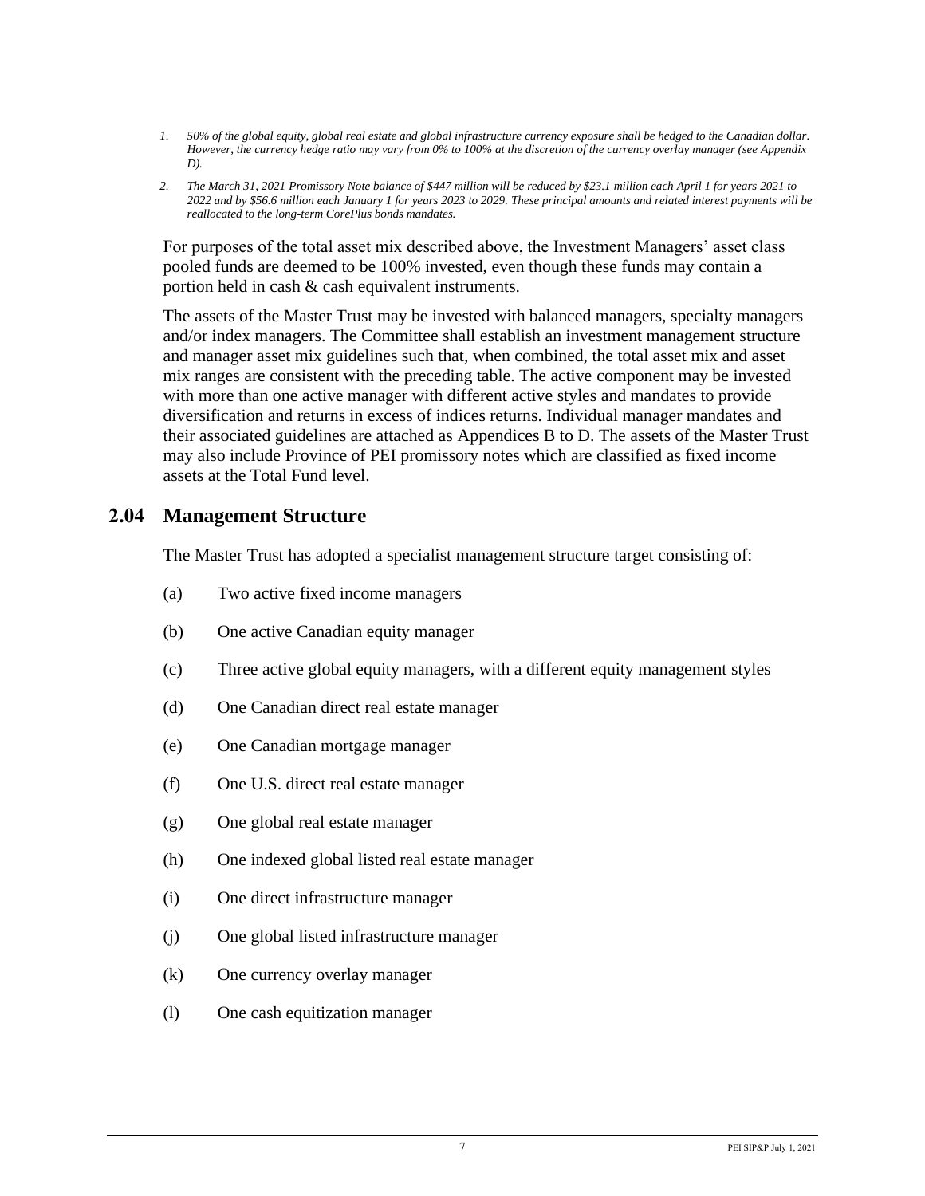*1. 50% of the global equity, global real estate and global infrastructure currency exposure shall be hedged to the Canadian dollar. However, the currency hedge ratio may vary from 0% to 100% at the discretion of the currency overlay manager (see Appendix D).*

*2. The March 31, 2021 Promissory Note balance of $447 million will be reduced by $23.1 million each April 1 for years 2021 to 2022 and by $56.6 million each January 1 for years 2023 to 2029. These principal amounts and related interest payments will be reallocated to the long-term CorePlus bonds mandates.*

For purposes of the total asset mix described above, the Investment Managers' asset class pooled funds are deemed to be 100% invested, even though these funds may contain a portion held in cash & cash equivalent instruments.

The assets of the Master Trust may be invested with balanced managers, specialty managers and/or index managers. The Committee shall establish an investment management structure and manager asset mix guidelines such that, when combined, the total asset mix and asset mix ranges are consistent with the preceding table. The active component may be invested with more than one active manager with different active styles and mandates to provide diversification and returns in excess of indices returns. Individual manager mandates and their associated guidelines are attached as Appendices B to D. The assets of the Master Trust may also include Province of PEI promissory notes which are classified as fixed income assets at the Total Fund level.

## 2.04 Management Structure

The Master Trust has adopted a specialist management structure target consisting of:

(a) Two active fixed income managers

(b) One active Canadian equity manager

(c) Three active global equity managers, with a different equity management styles

(d) One Canadian direct real estate manager

(e) One Canadian mortgage manager

(f) One U.S. direct real estate manager

(g) One global real estate manager

(h) One indexed global listed real estate manager

(i) One direct infrastructure manager

(j) One global listed infrastructure manager

(k) One currency overlay manager

(l) One cash equitization manager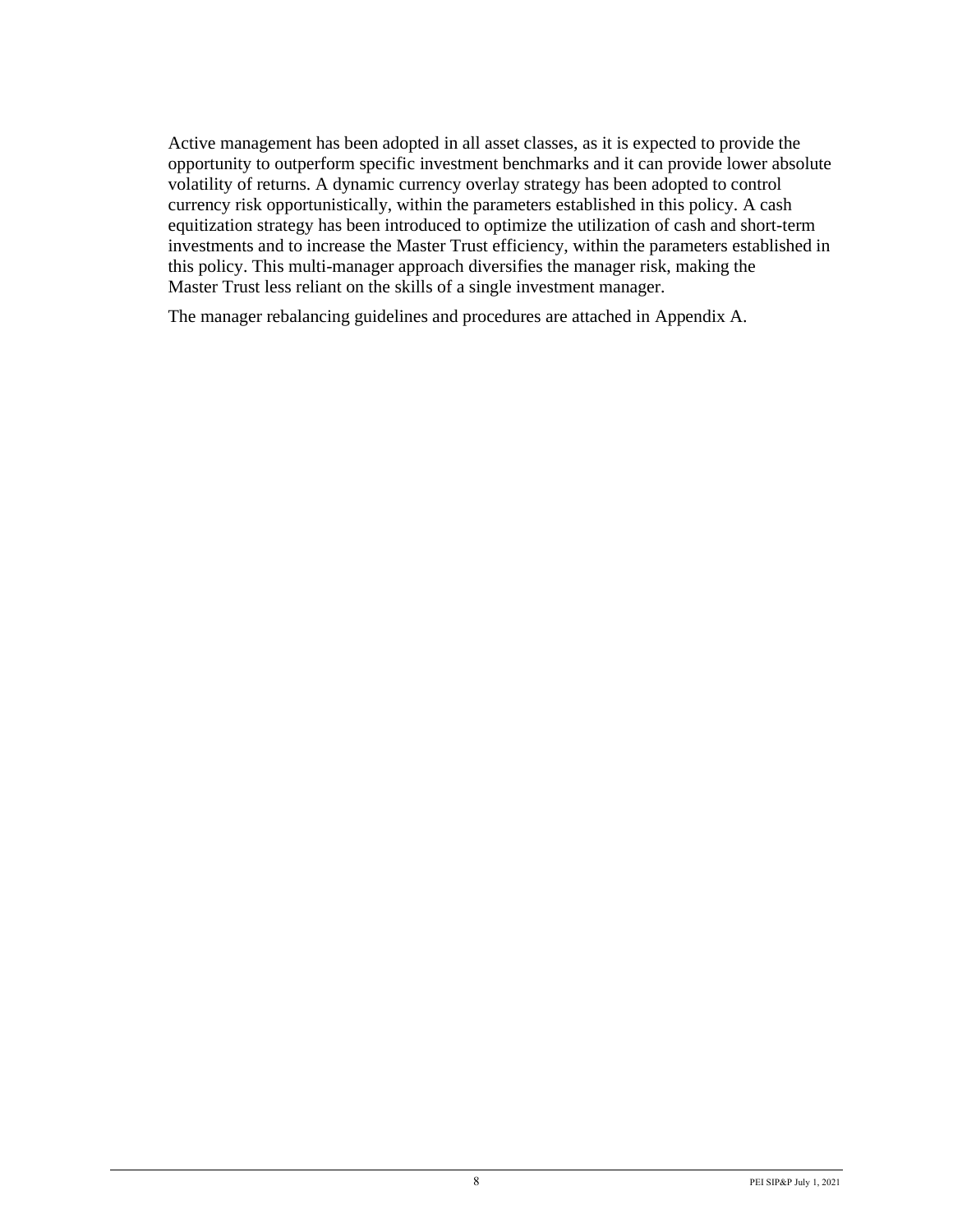Active management has been adopted in all asset classes, as it is expected to provide the opportunity to outperform specific investment benchmarks and it can provide lower absolute volatility of returns. A dynamic currency overlay strategy has been adopted to control currency risk opportunistically, within the parameters established in this policy. A cash equitization strategy has been introduced to optimize the utilization of cash and short-term investments and to increase the Master Trust efficiency, within the parameters established in this policy. This multi-manager approach diversifies the manager risk, making the Master Trust less reliant on the skills of a single investment manager.

The manager rebalancing guidelines and procedures are attached in Appendix A.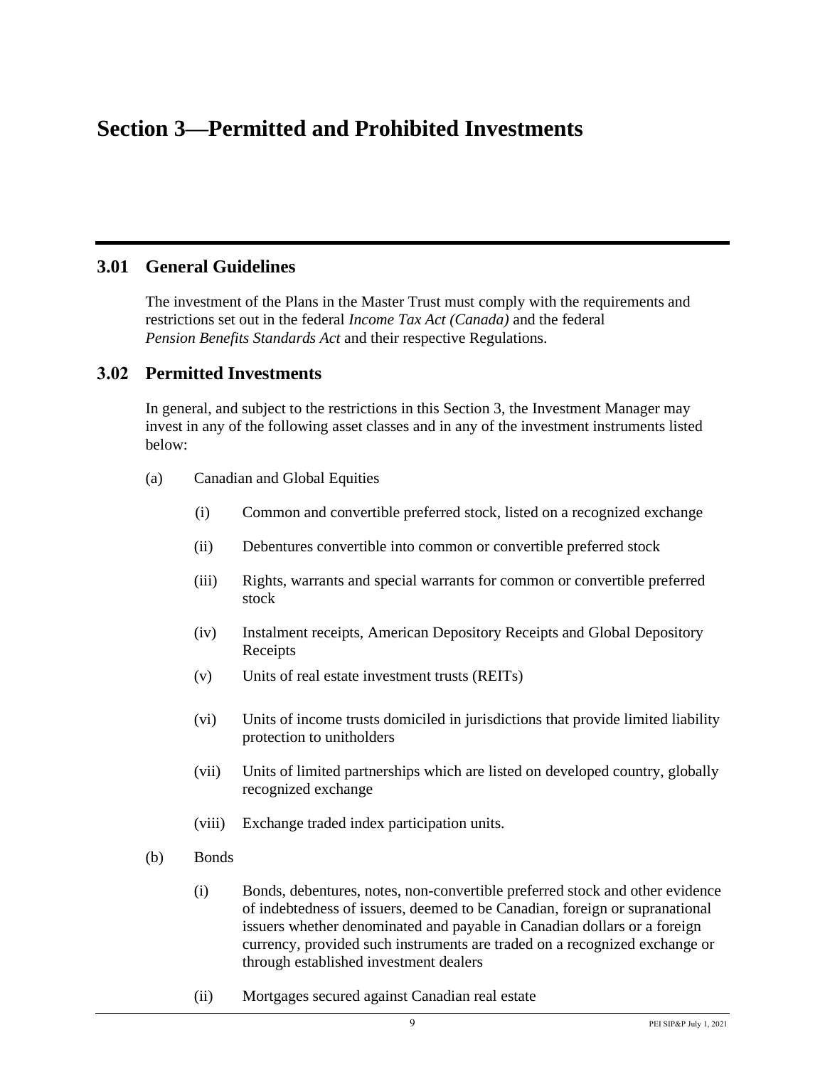# Section 3—Permitted and Prohibited Investments

## 3.01 General Guidelines

The investment of the Plans in the Master Trust must comply with the requirements and restrictions set out in the federal *Income Tax Act (Canada)* and the federal *Pension Benefits Standards Act* and their respective Regulations.

## 3.02 Permitted Investments

In general, and subject to the restrictions in this Section 3, the Investment Manager may invest in any of the following asset classes and in any of the investment instruments listed below:

(a) Canadian and Global Equities

- (i) Common and convertible preferred stock, listed on a recognized exchange
- (ii) Debentures convertible into common or convertible preferred stock
- (iii) Rights, warrants and special warrants for common or convertible preferred stock
- (iv) Instalment receipts, American Depository Receipts and Global Depository Receipts
- (v) Units of real estate investment trusts (REITs)
- (vi) Units of income trusts domiciled in jurisdictions that provide limited liability protection to unitholders
- (vii) Units of limited partnerships which are listed on developed country, globally recognized exchange
- (viii) Exchange traded index participation units.

(b) Bonds

- (i) Bonds, debentures, notes, non-convertible preferred stock and other evidence of indebtedness of issuers, deemed to be Canadian, foreign or supranational issuers whether denominated and payable in Canadian dollars or a foreign currency, provided such instruments are traded on a recognized exchange or through established investment dealers
- (ii) Mortgages secured against Canadian real estate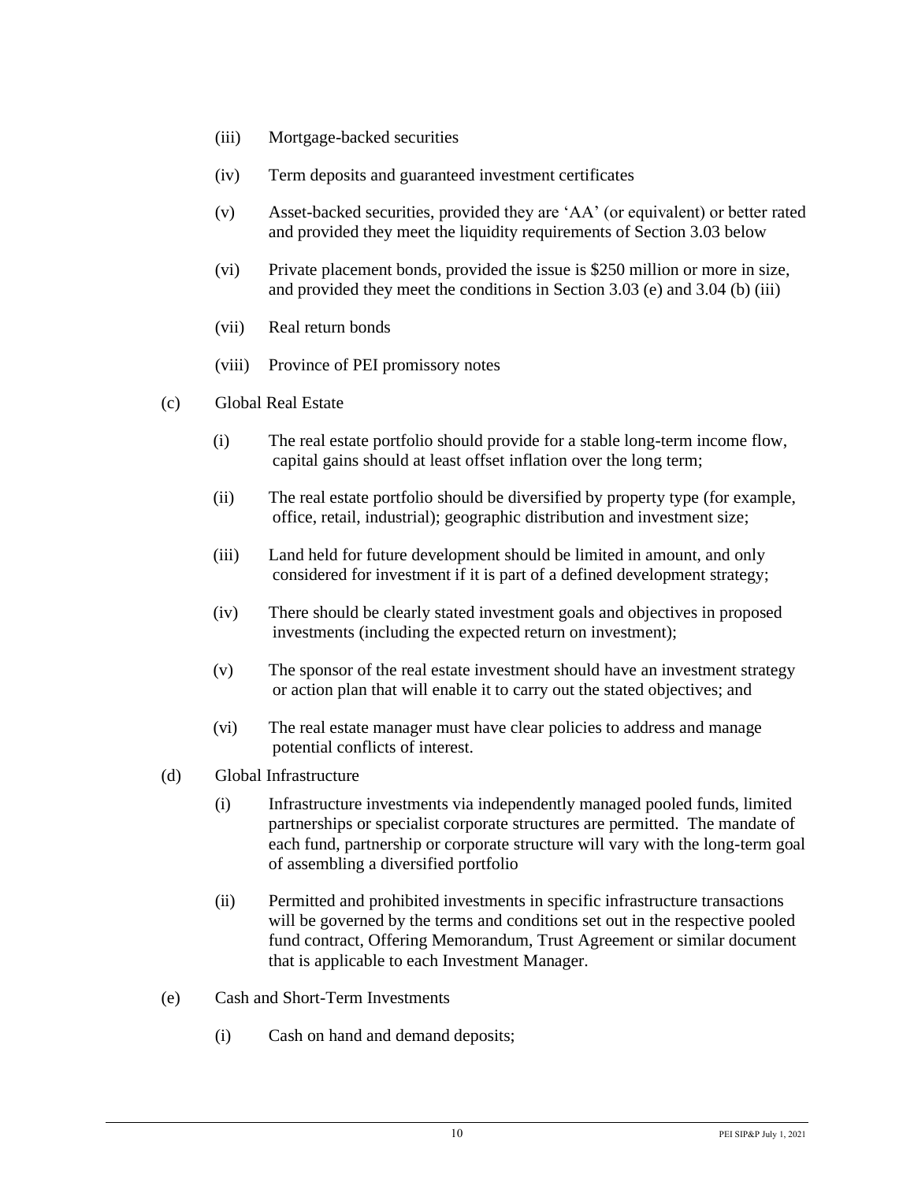(iii) Mortgage-backed securities

(iv) Term deposits and guaranteed investment certificates

(v) Asset-backed securities, provided they are 'AA' (or equivalent) or better rated and provided they meet the liquidity requirements of Section 3.03 below

(vi) Private placement bonds, provided the issue is $250 million or more in size, and provided they meet the conditions in Section 3.03 (e) and 3.04 (b) (iii)

(vii) Real return bonds

(viii) Province of PEI promissory notes

(c) Global Real Estate

(i) The real estate portfolio should provide for a stable long-term income flow, capital gains should at least offset inflation over the long term;

(ii) The real estate portfolio should be diversified by property type (for example, office, retail, industrial); geographic distribution and investment size;

(iii) Land held for future development should be limited in amount, and only considered for investment if it is part of a defined development strategy;

(iv) There should be clearly stated investment goals and objectives in proposed investments (including the expected return on investment);

(v) The sponsor of the real estate investment should have an investment strategy or action plan that will enable it to carry out the stated objectives; and

(vi) The real estate manager must have clear policies to address and manage potential conflicts of interest.

(d) Global Infrastructure

(i) Infrastructure investments via independently managed pooled funds, limited partnerships or specialist corporate structures are permitted. The mandate of each fund, partnership or corporate structure will vary with the long-term goal of assembling a diversified portfolio

(ii) Permitted and prohibited investments in specific infrastructure transactions will be governed by the terms and conditions set out in the respective pooled fund contract, Offering Memorandum, Trust Agreement or similar document that is applicable to each Investment Manager.

(e) Cash and Short-Term Investments

(i) Cash on hand and demand deposits;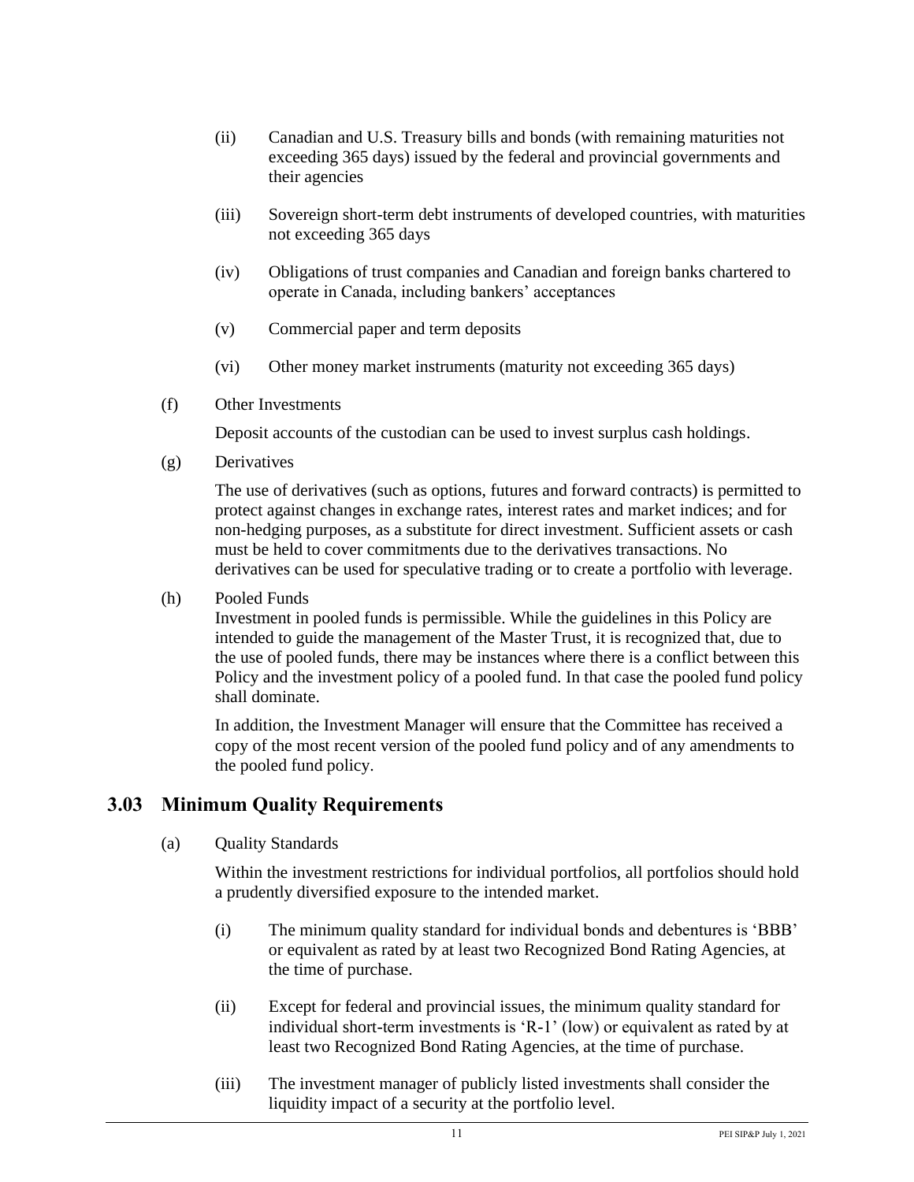(ii) Canadian and U.S. Treasury bills and bonds (with remaining maturities not exceeding 365 days) issued by the federal and provincial governments and their agencies

(iii) Sovereign short-term debt instruments of developed countries, with maturities not exceeding 365 days

(iv) Obligations of trust companies and Canadian and foreign banks chartered to operate in Canada, including bankers' acceptances

(v) Commercial paper and term deposits

(vi) Other money market instruments (maturity not exceeding 365 days)

(f) Other Investments

Deposit accounts of the custodian can be used to invest surplus cash holdings.

(g) Derivatives

The use of derivatives (such as options, futures and forward contracts) is permitted to protect against changes in exchange rates, interest rates and market indices; and for non-hedging purposes, as a substitute for direct investment. Sufficient assets or cash must be held to cover commitments due to the derivatives transactions. No derivatives can be used for speculative trading or to create a portfolio with leverage.

(h) Pooled Funds

Investment in pooled funds is permissible. While the guidelines in this Policy are intended to guide the management of the Master Trust, it is recognized that, due to the use of pooled funds, there may be instances where there is a conflict between this Policy and the investment policy of a pooled fund. In that case the pooled fund policy shall dominate.

In addition, the Investment Manager will ensure that the Committee has received a copy of the most recent version of the pooled fund policy and of any amendments to the pooled fund policy.

## 3.03 Minimum Quality Requirements

(a) Quality Standards

Within the investment restrictions for individual portfolios, all portfolios should hold a prudently diversified exposure to the intended market.

(i) The minimum quality standard for individual bonds and debentures is 'BBB' or equivalent as rated by at least two Recognized Bond Rating Agencies, at the time of purchase.

(ii) Except for federal and provincial issues, the minimum quality standard for individual short-term investments is 'R-1' (low) or equivalent as rated by at least two Recognized Bond Rating Agencies, at the time of purchase.

(iii) The investment manager of publicly listed investments shall consider the liquidity impact of a security at the portfolio level.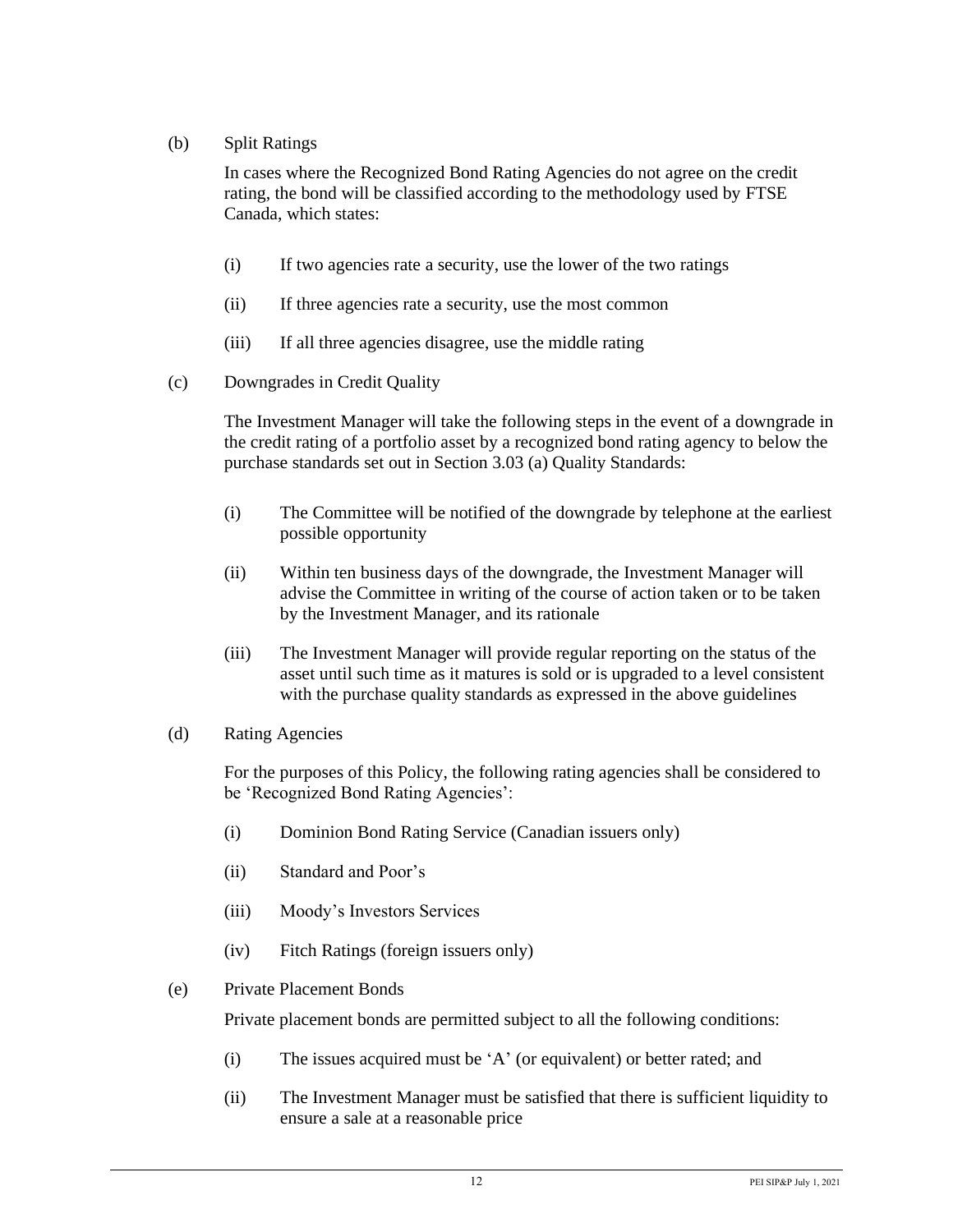(b) Split Ratings

In cases where the Recognized Bond Rating Agencies do not agree on the credit rating, the bond will be classified according to the methodology used by FTSE Canada, which states:

(i) If two agencies rate a security, use the lower of the two ratings

(ii) If three agencies rate a security, use the most common

(iii) If all three agencies disagree, use the middle rating

(c) Downgrades in Credit Quality

The Investment Manager will take the following steps in the event of a downgrade in the credit rating of a portfolio asset by a recognized bond rating agency to below the purchase standards set out in Section 3.03 (a) Quality Standards:

(i) The Committee will be notified of the downgrade by telephone at the earliest possible opportunity

(ii) Within ten business days of the downgrade, the Investment Manager will advise the Committee in writing of the course of action taken or to be taken by the Investment Manager, and its rationale

(iii) The Investment Manager will provide regular reporting on the status of the asset until such time as it matures is sold or is upgraded to a level consistent with the purchase quality standards as expressed in the above guidelines

(d) Rating Agencies

For the purposes of this Policy, the following rating agencies shall be considered to be 'Recognized Bond Rating Agencies':

(i) Dominion Bond Rating Service (Canadian issuers only)

(ii) Standard and Poor's

(iii) Moody's Investors Services

(iv) Fitch Ratings (foreign issuers only)

(e) Private Placement Bonds

Private placement bonds are permitted subject to all the following conditions:

(i) The issues acquired must be 'A' (or equivalent) or better rated; and

(ii) The Investment Manager must be satisfied that there is sufficient liquidity to ensure a sale at a reasonable price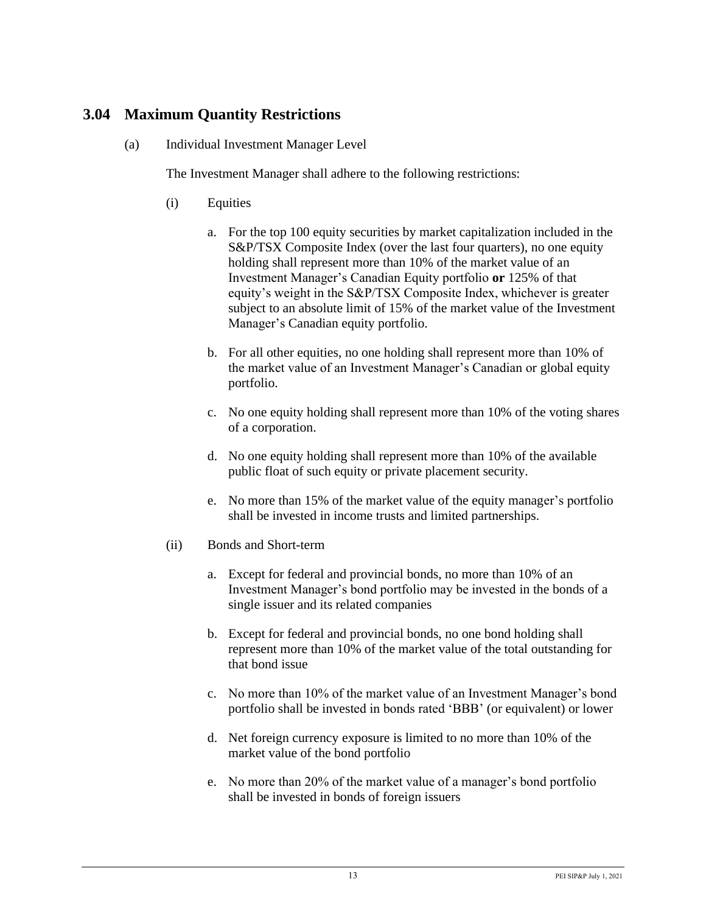## 3.04 Maximum Quantity Restrictions

(a) Individual Investment Manager Level

The Investment Manager shall adhere to the following restrictions:

(i) Equities

a. For the top 100 equity securities by market capitalization included in the S&P/TSX Composite Index (over the last four quarters), no one equity holding shall represent more than 10% of the market value of an Investment Manager's Canadian Equity portfolio **or** 125% of that equity's weight in the S&P/TSX Composite Index, whichever is greater subject to an absolute limit of 15% of the market value of the Investment Manager's Canadian equity portfolio.

b. For all other equities, no one holding shall represent more than 10% of the market value of an Investment Manager's Canadian or global equity portfolio.

c. No one equity holding shall represent more than 10% of the voting shares of a corporation.

d. No one equity holding shall represent more than 10% of the available public float of such equity or private placement security.

e. No more than 15% of the market value of the equity manager's portfolio shall be invested in income trusts and limited partnerships.

(ii) Bonds and Short-term

a. Except for federal and provincial bonds, no more than 10% of an Investment Manager's bond portfolio may be invested in the bonds of a single issuer and its related companies

b. Except for federal and provincial bonds, no one bond holding shall represent more than 10% of the market value of the total outstanding for that bond issue

c. No more than 10% of the market value of an Investment Manager's bond portfolio shall be invested in bonds rated 'BBB' (or equivalent) or lower

d. Net foreign currency exposure is limited to no more than 10% of the market value of the bond portfolio

e. No more than 20% of the market value of a manager's bond portfolio shall be invested in bonds of foreign issuers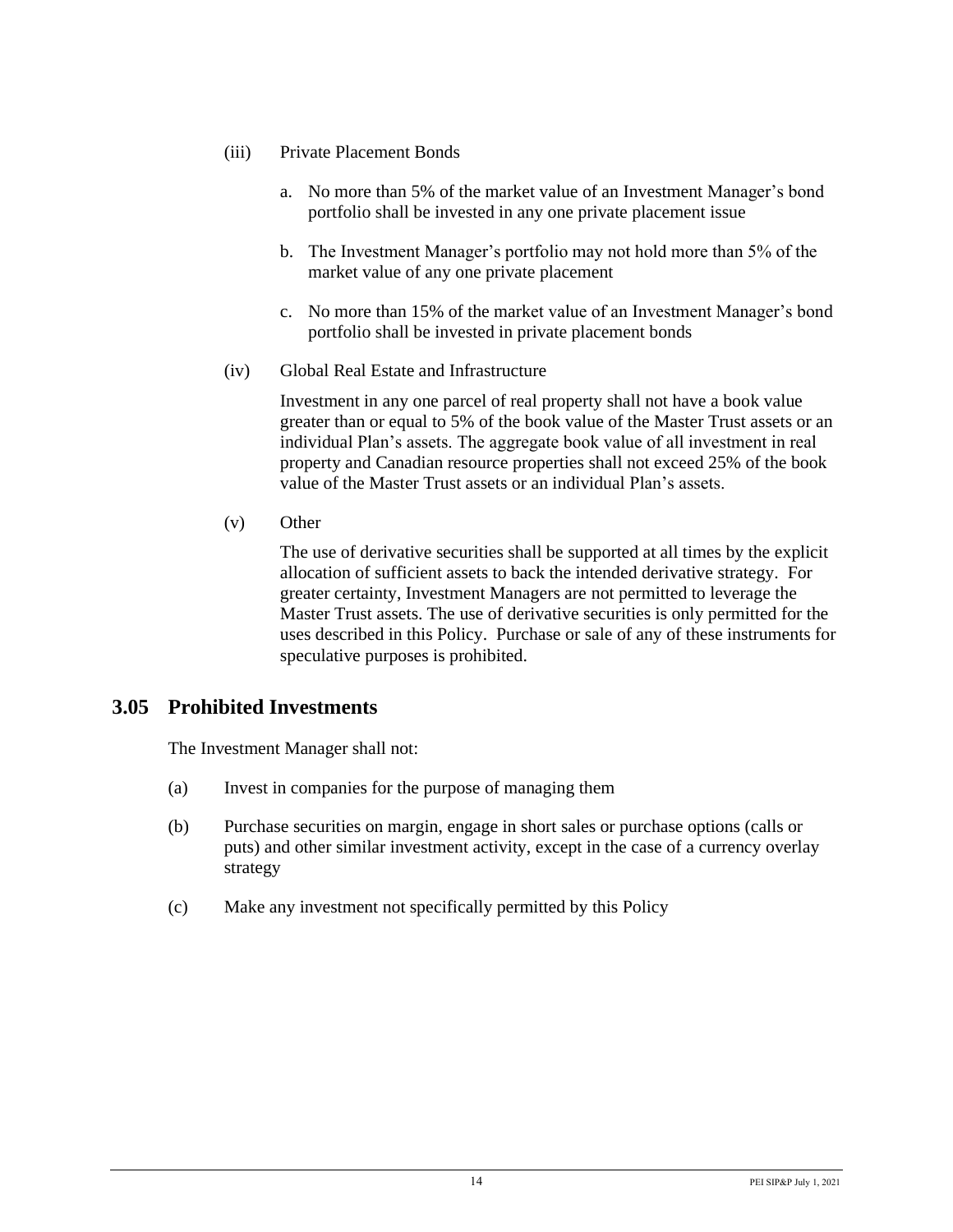(iii) Private Placement Bonds

a. No more than 5% of the market value of an Investment Manager's bond portfolio shall be invested in any one private placement issue

b. The Investment Manager's portfolio may not hold more than 5% of the market value of any one private placement

c. No more than 15% of the market value of an Investment Manager's bond portfolio shall be invested in private placement bonds

(iv) Global Real Estate and Infrastructure

Investment in any one parcel of real property shall not have a book value greater than or equal to 5% of the book value of the Master Trust assets or an individual Plan's assets. The aggregate book value of all investment in real property and Canadian resource properties shall not exceed 25% of the book value of the Master Trust assets or an individual Plan's assets.

(v) Other

The use of derivative securities shall be supported at all times by the explicit allocation of sufficient assets to back the intended derivative strategy. For greater certainty, Investment Managers are not permitted to leverage the Master Trust assets. The use of derivative securities is only permitted for the uses described in this Policy. Purchase or sale of any of these instruments for speculative purposes is prohibited.

## 3.05 Prohibited Investments

The Investment Manager shall not:

(a) Invest in companies for the purpose of managing them

(b) Purchase securities on margin, engage in short sales or purchase options (calls or puts) and other similar investment activity, except in the case of a currency overlay strategy

(c) Make any investment not specifically permitted by this Policy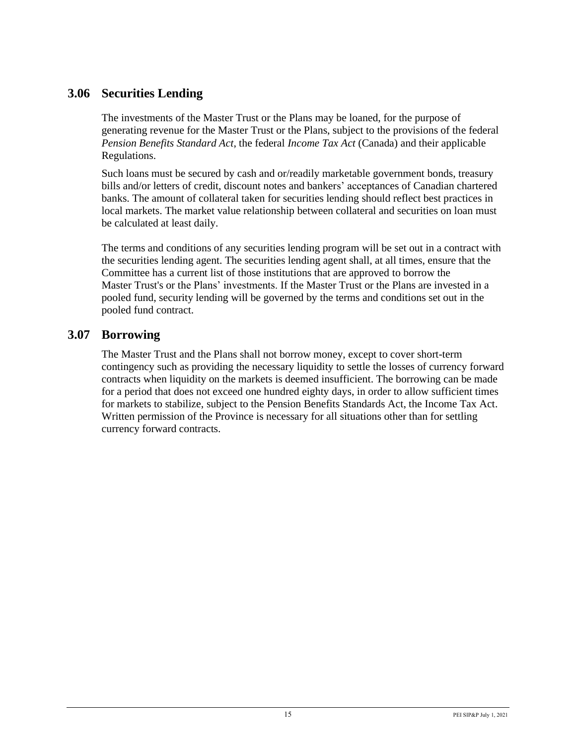## 3.06 Securities Lending

The investments of the Master Trust or the Plans may be loaned, for the purpose of generating revenue for the Master Trust or the Plans, subject to the provisions of the federal *Pension Benefits Standard Act*, the federal *Income Tax Act* (Canada) and their applicable Regulations.

Such loans must be secured by cash and or/readily marketable government bonds, treasury bills and/or letters of credit, discount notes and bankers' acceptances of Canadian chartered banks. The amount of collateral taken for securities lending should reflect best practices in local markets. The market value relationship between collateral and securities on loan must be calculated at least daily.

The terms and conditions of any securities lending program will be set out in a contract with the securities lending agent. The securities lending agent shall, at all times, ensure that the Committee has a current list of those institutions that are approved to borrow the Master Trust's or the Plans' investments. If the Master Trust or the Plans are invested in a pooled fund, security lending will be governed by the terms and conditions set out in the pooled fund contract.

## 3.07 Borrowing

The Master Trust and the Plans shall not borrow money, except to cover short-term contingency such as providing the necessary liquidity to settle the losses of currency forward contracts when liquidity on the markets is deemed insufficient. The borrowing can be made for a period that does not exceed one hundred eighty days, in order to allow sufficient times for markets to stabilize, subject to the Pension Benefits Standards Act, the Income Tax Act. Written permission of the Province is necessary for all situations other than for settling currency forward contracts.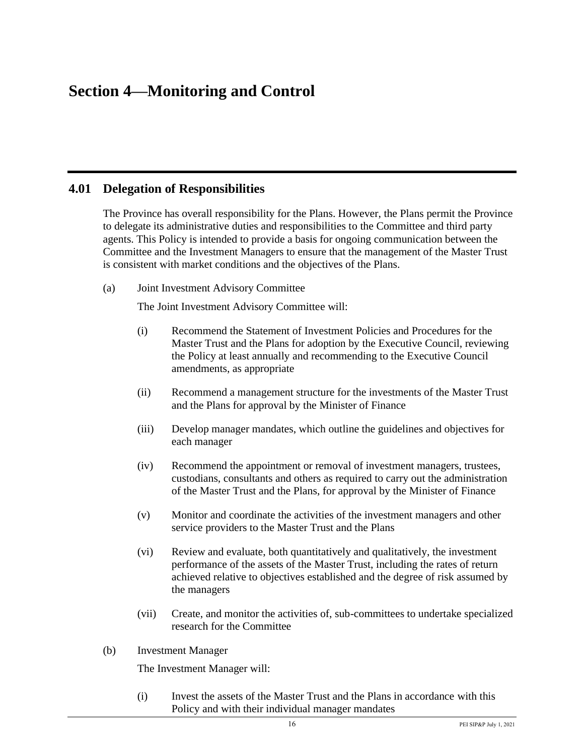# Section 4—Monitoring and Control

## 4.01 Delegation of Responsibilities

The Province has overall responsibility for the Plans. However, the Plans permit the Province to delegate its administrative duties and responsibilities to the Committee and third party agents. This Policy is intended to provide a basis for ongoing communication between the Committee and the Investment Managers to ensure that the management of the Master Trust is consistent with market conditions and the objectives of the Plans.

(a) Joint Investment Advisory Committee

The Joint Investment Advisory Committee will:

(i) Recommend the Statement of Investment Policies and Procedures for the Master Trust and the Plans for adoption by the Executive Council, reviewing the Policy at least annually and recommending to the Executive Council amendments, as appropriate

(ii) Recommend a management structure for the investments of the Master Trust and the Plans for approval by the Minister of Finance

(iii) Develop manager mandates, which outline the guidelines and objectives for each manager

(iv) Recommend the appointment or removal of investment managers, trustees, custodians, consultants and others as required to carry out the administration of the Master Trust and the Plans, for approval by the Minister of Finance

(v) Monitor and coordinate the activities of the investment managers and other service providers to the Master Trust and the Plans

(vi) Review and evaluate, both quantitatively and qualitatively, the investment performance of the assets of the Master Trust, including the rates of return achieved relative to objectives established and the degree of risk assumed by the managers

(vii) Create, and monitor the activities of, sub-committees to undertake specialized research for the Committee

(b) Investment Manager

The Investment Manager will:

(i) Invest the assets of the Master Trust and the Plans in accordance with this Policy and with their individual manager mandates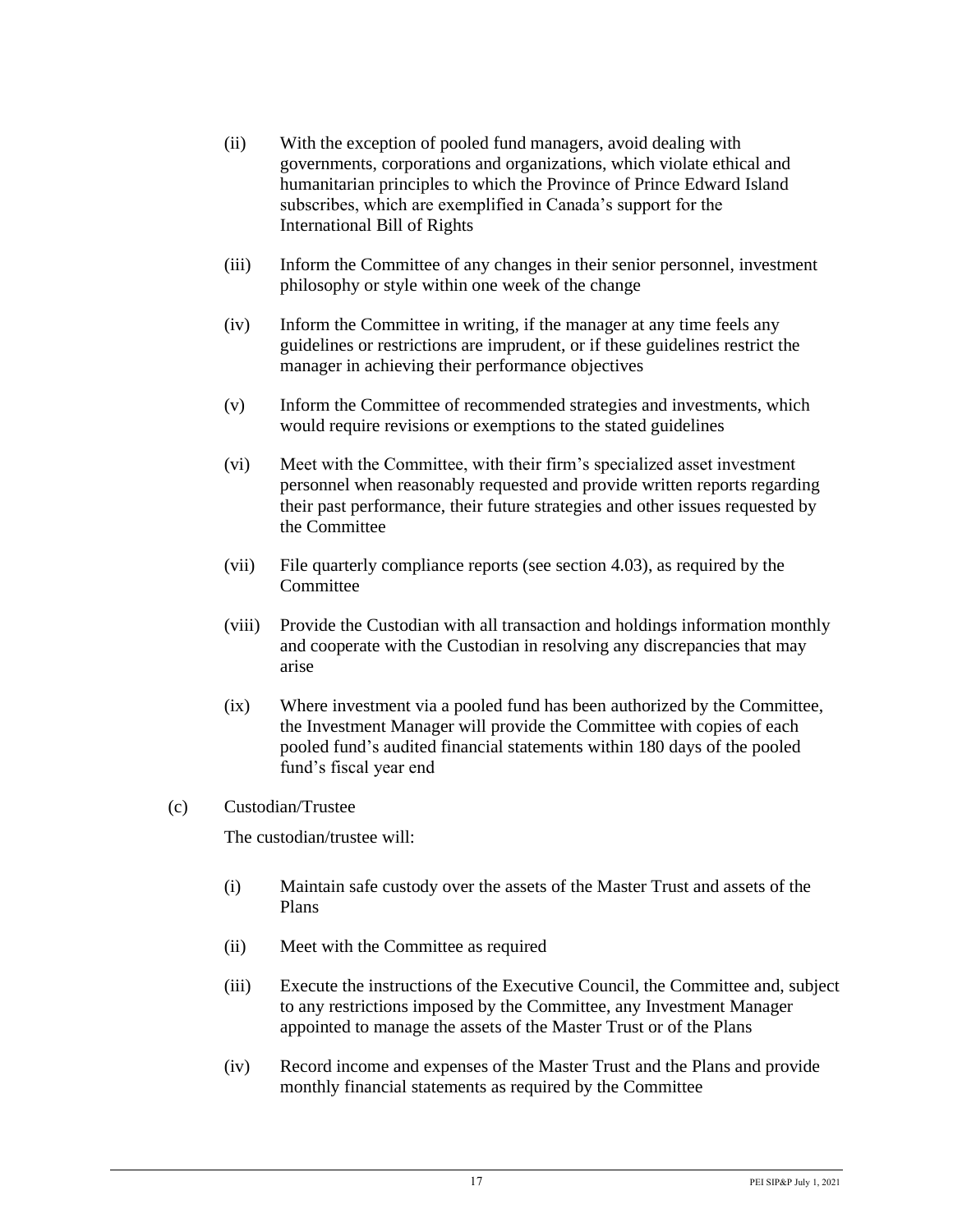(ii) With the exception of pooled fund managers, avoid dealing with governments, corporations and organizations, which violate ethical and humanitarian principles to which the Province of Prince Edward Island subscribes, which are exemplified in Canada's support for the International Bill of Rights

(iii) Inform the Committee of any changes in their senior personnel, investment philosophy or style within one week of the change

(iv) Inform the Committee in writing, if the manager at any time feels any guidelines or restrictions are imprudent, or if these guidelines restrict the manager in achieving their performance objectives

(v) Inform the Committee of recommended strategies and investments, which would require revisions or exemptions to the stated guidelines

(vi) Meet with the Committee, with their firm's specialized asset investment personnel when reasonably requested and provide written reports regarding their past performance, their future strategies and other issues requested by the Committee

(vii) File quarterly compliance reports (see section 4.03), as required by the Committee

(viii) Provide the Custodian with all transaction and holdings information monthly and cooperate with the Custodian in resolving any discrepancies that may arise

(ix) Where investment via a pooled fund has been authorized by the Committee, the Investment Manager will provide the Committee with copies of each pooled fund's audited financial statements within 180 days of the pooled fund's fiscal year end

(c) Custodian/Trustee

The custodian/trustee will:

(i) Maintain safe custody over the assets of the Master Trust and assets of the Plans

(ii) Meet with the Committee as required

(iii) Execute the instructions of the Executive Council, the Committee and, subject to any restrictions imposed by the Committee, any Investment Manager appointed to manage the assets of the Master Trust or of the Plans

(iv) Record income and expenses of the Master Trust and the Plans and provide monthly financial statements as required by the Committee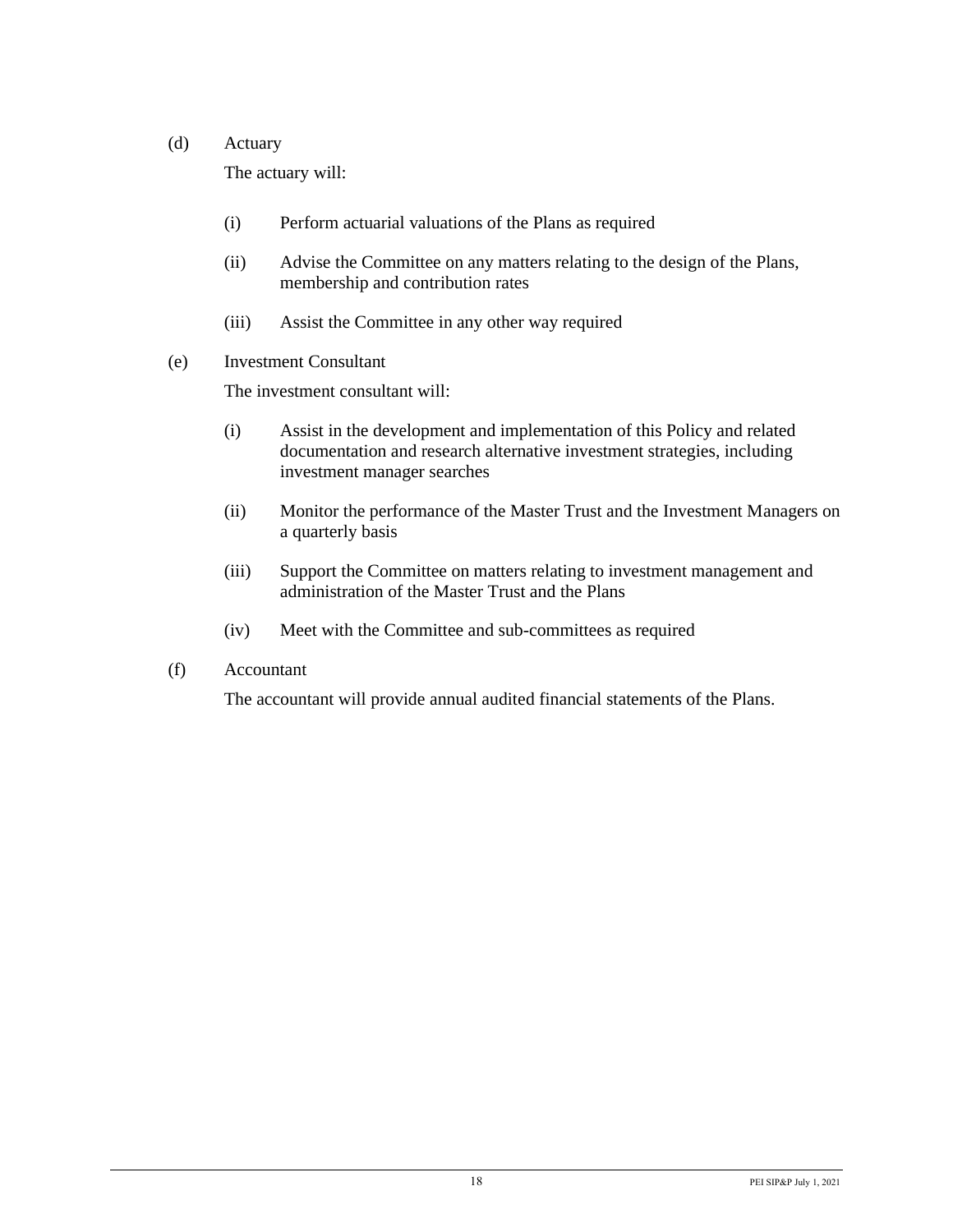(d) Actuary

The actuary will:

(i) Perform actuarial valuations of the Plans as required

(ii) Advise the Committee on any matters relating to the design of the Plans, membership and contribution rates

(iii) Assist the Committee in any other way required

(e) Investment Consultant

The investment consultant will:

(i) Assist in the development and implementation of this Policy and related documentation and research alternative investment strategies, including investment manager searches

(ii) Monitor the performance of the Master Trust and the Investment Managers on a quarterly basis

(iii) Support the Committee on matters relating to investment management and administration of the Master Trust and the Plans

(iv) Meet with the Committee and sub-committees as required

(f) Accountant

The accountant will provide annual audited financial statements of the Plans.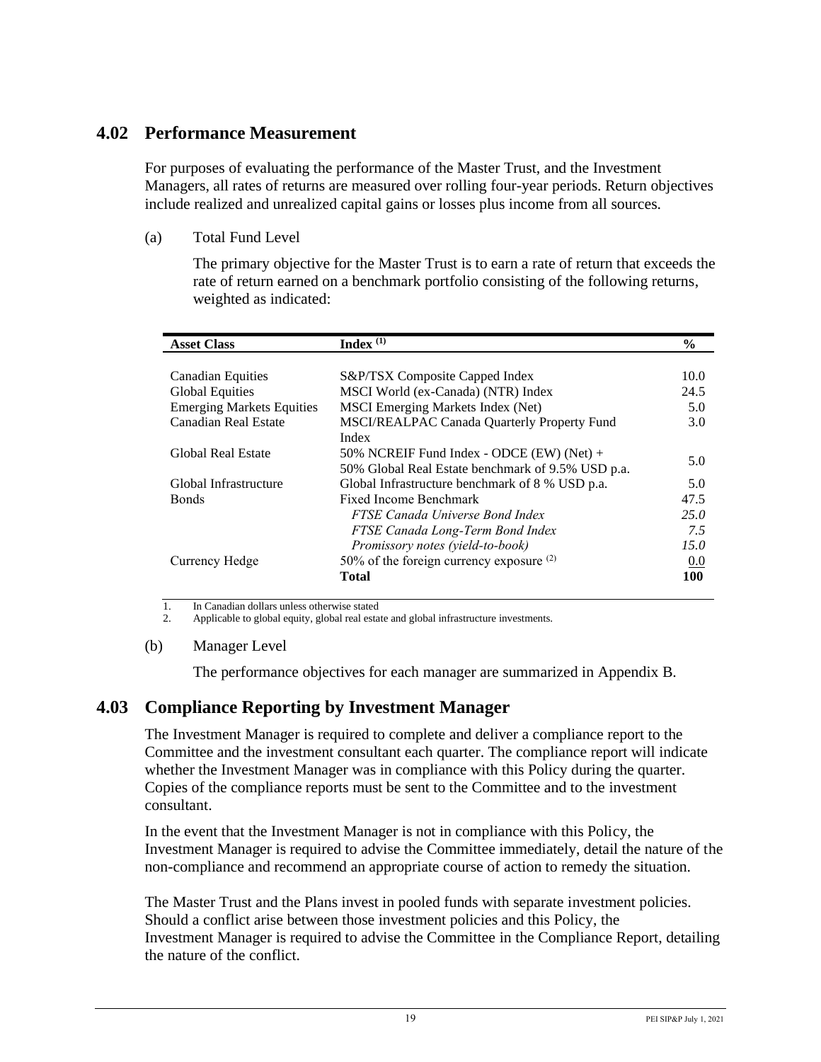## 4.02 Performance Measurement

For purposes of evaluating the performance of the Master Trust, and the Investment Managers, all rates of returns are measured over rolling four-year periods. Return objectives include realized and unrealized capital gains or losses plus income from all sources.

(a) Total Fund Level

The primary objective for the Master Trust is to earn a rate of return that exceeds the rate of return earned on a benchmark portfolio consisting of the following returns, weighted as indicated:

| Asset Class | Index [(1)] | % |
|---|---|---|
| Canadian Equities | S&P/TSX Composite Capped Index | 10.0 |
| Global Equities | MSCI World (ex-Canada) (NTR) Index | 24.5 |
| Emerging Markets Equities | MSCI Emerging Markets Index (Net) | 5.0 |
| Canadian Real Estate | MSCI/REALPAC Canada Quarterly Property Fund Index | 3.0 |
| Global Real Estate | 50% NCREIF Fund Index - ODCE (EW) (Net) + 50% Global Real Estate benchmark of 9.5% USD p.a. | 5.0 |
| Global Infrastructure | Global Infrastructure benchmark of 8 % USD p.a. | 5.0 |
| Bonds | Fixed Income Benchmark | 47.5 |
| | *FTSE Canada Universe Bond Index* | *25.0* |
| | *FTSE Canada Long-Term Bond Index* | *7.5* |
| | *Promissory notes (yield-to-book)* | *15.0* |
| Currency Hedge | 50% of the foreign currency exposure [(2)] | 0.0 |
| | **Total** | **100** |

1. In Canadian dollars unless otherwise stated
2. Applicable to global equity, global real estate and global infrastructure investments.

(b) Manager Level

The performance objectives for each manager are summarized in Appendix B.

## 4.03 Compliance Reporting by Investment Manager

The Investment Manager is required to complete and deliver a compliance report to the Committee and the investment consultant each quarter. The compliance report will indicate whether the Investment Manager was in compliance with this Policy during the quarter. Copies of the compliance reports must be sent to the Committee and to the investment consultant.

In the event that the Investment Manager is not in compliance with this Policy, the Investment Manager is required to advise the Committee immediately, detail the nature of the non-compliance and recommend an appropriate course of action to remedy the situation.

The Master Trust and the Plans invest in pooled funds with separate investment policies. Should a conflict arise between those investment policies and this Policy, the Investment Manager is required to advise the Committee in the Compliance Report, detailing the nature of the conflict.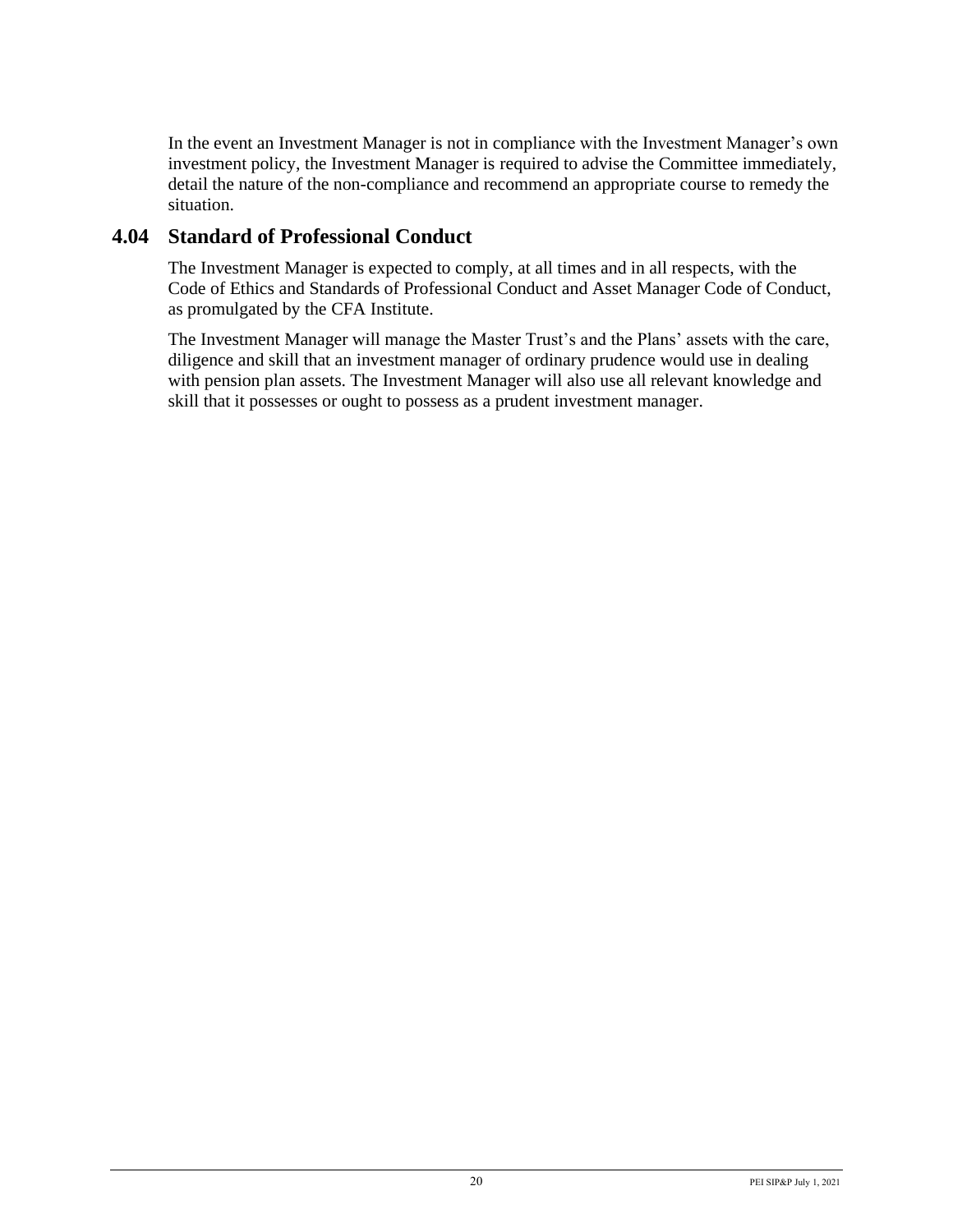In the event an Investment Manager is not in compliance with the Investment Manager's own investment policy, the Investment Manager is required to advise the Committee immediately, detail the nature of the non-compliance and recommend an appropriate course to remedy the situation.

## 4.04 Standard of Professional Conduct

The Investment Manager is expected to comply, at all times and in all respects, with the Code of Ethics and Standards of Professional Conduct and Asset Manager Code of Conduct, as promulgated by the CFA Institute.

The Investment Manager will manage the Master Trust's and the Plans' assets with the care, diligence and skill that an investment manager of ordinary prudence would use in dealing with pension plan assets. The Investment Manager will also use all relevant knowledge and skill that it possesses or ought to possess as a prudent investment manager.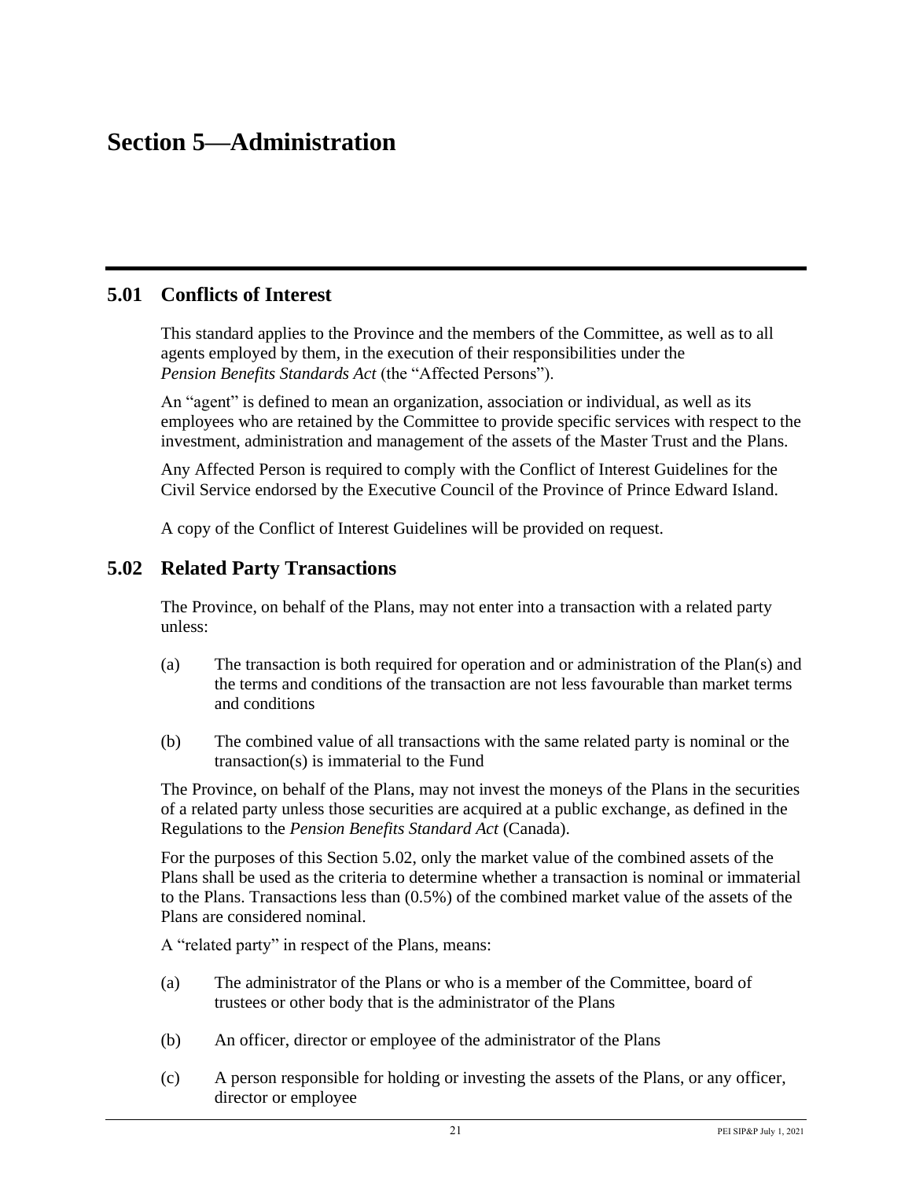# Section 5—Administration

## 5.01 Conflicts of Interest

This standard applies to the Province and the members of the Committee, as well as to all agents employed by them, in the execution of their responsibilities under the *Pension Benefits Standards Act* (the "Affected Persons").

An "agent" is defined to mean an organization, association or individual, as well as its employees who are retained by the Committee to provide specific services with respect to the investment, administration and management of the assets of the Master Trust and the Plans.

Any Affected Person is required to comply with the Conflict of Interest Guidelines for the Civil Service endorsed by the Executive Council of the Province of Prince Edward Island.

A copy of the Conflict of Interest Guidelines will be provided on request.

## 5.02 Related Party Transactions

The Province, on behalf of the Plans, may not enter into a transaction with a related party unless:

(a) The transaction is both required for operation and or administration of the Plan(s) and the terms and conditions of the transaction are not less favourable than market terms and conditions

(b) The combined value of all transactions with the same related party is nominal or the transaction(s) is immaterial to the Fund

The Province, on behalf of the Plans, may not invest the moneys of the Plans in the securities of a related party unless those securities are acquired at a public exchange, as defined in the Regulations to the *Pension Benefits Standard Act* (Canada).

For the purposes of this Section 5.02, only the market value of the combined assets of the Plans shall be used as the criteria to determine whether a transaction is nominal or immaterial to the Plans. Transactions less than (0.5%) of the combined market value of the assets of the Plans are considered nominal.

A "related party" in respect of the Plans, means:

(a) The administrator of the Plans or who is a member of the Committee, board of trustees or other body that is the administrator of the Plans

(b) An officer, director or employee of the administrator of the Plans

(c) A person responsible for holding or investing the assets of the Plans, or any officer, director or employee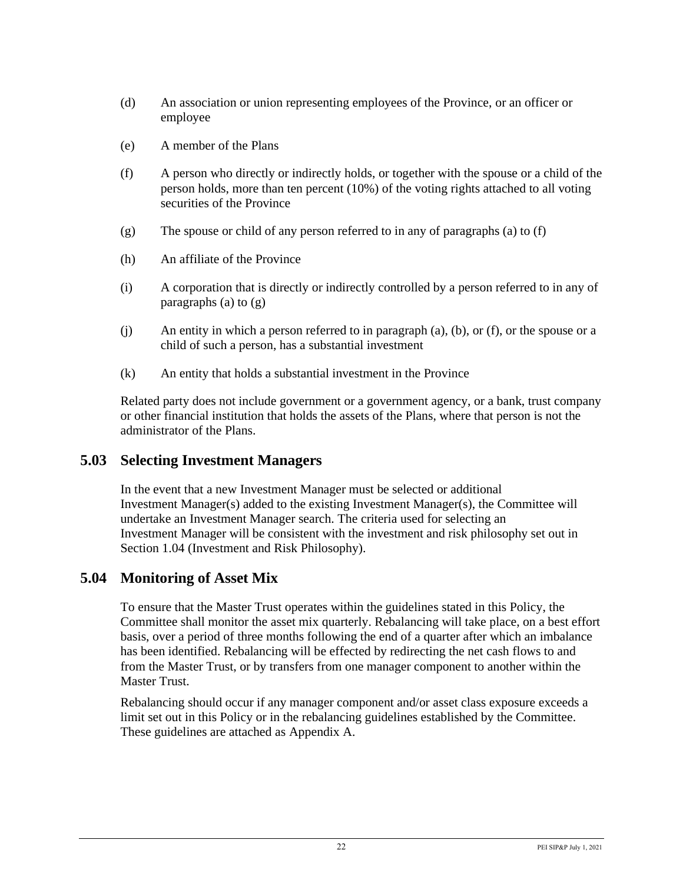(d) An association or union representing employees of the Province, or an officer or employee

(e) A member of the Plans

(f) A person who directly or indirectly holds, or together with the spouse or a child of the person holds, more than ten percent (10%) of the voting rights attached to all voting securities of the Province

(g) The spouse or child of any person referred to in any of paragraphs (a) to (f)

(h) An affiliate of the Province

(i) A corporation that is directly or indirectly controlled by a person referred to in any of paragraphs (a) to (g)

(j) An entity in which a person referred to in paragraph (a), (b), or (f), or the spouse or a child of such a person, has a substantial investment

(k) An entity that holds a substantial investment in the Province

Related party does not include government or a government agency, or a bank, trust company or other financial institution that holds the assets of the Plans, where that person is not the administrator of the Plans.

## 5.03 Selecting Investment Managers

In the event that a new Investment Manager must be selected or additional Investment Manager(s) added to the existing Investment Manager(s), the Committee will undertake an Investment Manager search. The criteria used for selecting an Investment Manager will be consistent with the investment and risk philosophy set out in Section 1.04 (Investment and Risk Philosophy).

## 5.04 Monitoring of Asset Mix

To ensure that the Master Trust operates within the guidelines stated in this Policy, the Committee shall monitor the asset mix quarterly. Rebalancing will take place, on a best effort basis, over a period of three months following the end of a quarter after which an imbalance has been identified. Rebalancing will be effected by redirecting the net cash flows to and from the Master Trust, or by transfers from one manager component to another within the Master Trust.

Rebalancing should occur if any manager component and/or asset class exposure exceeds a limit set out in this Policy or in the rebalancing guidelines established by the Committee. These guidelines are attached as Appendix A.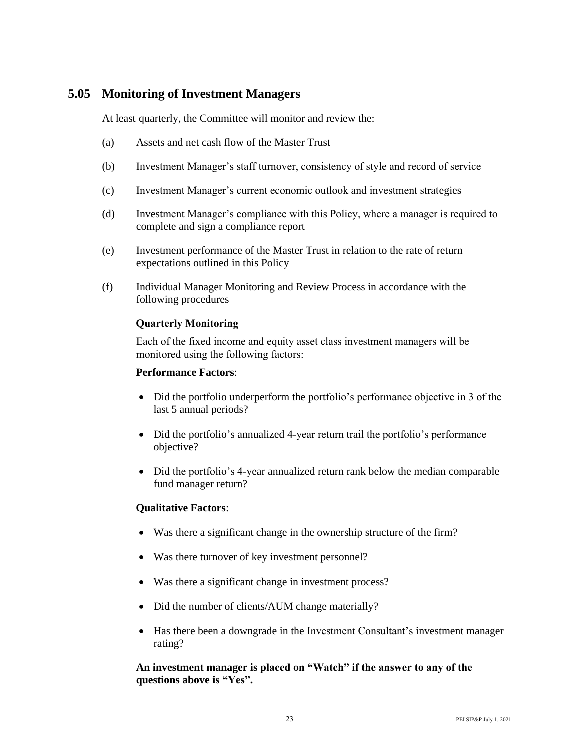## 5.05 Monitoring of Investment Managers

At least quarterly, the Committee will monitor and review the:

(a) Assets and net cash flow of the Master Trust

(b) Investment Manager's staff turnover, consistency of style and record of service

(c) Investment Manager's current economic outlook and investment strategies

(d) Investment Manager's compliance with this Policy, where a manager is required to complete and sign a compliance report

(e) Investment performance of the Master Trust in relation to the rate of return expectations outlined in this Policy

(f) Individual Manager Monitoring and Review Process in accordance with the following procedures

**Quarterly Monitoring**

Each of the fixed income and equity asset class investment managers will be monitored using the following factors:

**Performance Factors**:

- Did the portfolio underperform the portfolio's performance objective in 3 of the last 5 annual periods?
- Did the portfolio's annualized 4-year return trail the portfolio's performance objective?
- Did the portfolio's 4-year annualized return rank below the median comparable fund manager return?

**Qualitative Factors**:

- Was there a significant change in the ownership structure of the firm?
- Was there turnover of key investment personnel?
- Was there a significant change in investment process?
- Did the number of clients/AUM change materially?
- Has there been a downgrade in the Investment Consultant's investment manager rating?

**An investment manager is placed on "Watch" if the answer to any of the questions above is "Yes".**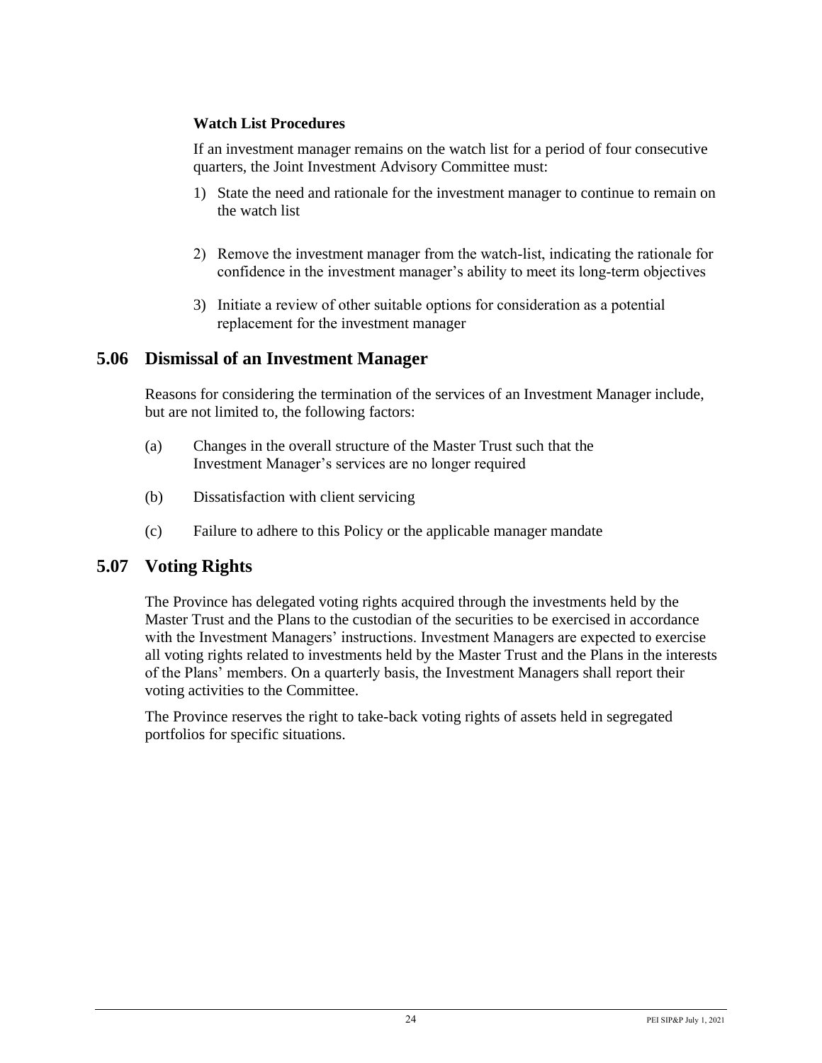**Watch List Procedures**

If an investment manager remains on the watch list for a period of four consecutive quarters, the Joint Investment Advisory Committee must:

1) State the need and rationale for the investment manager to continue to remain on the watch list

2) Remove the investment manager from the watch-list, indicating the rationale for confidence in the investment manager's ability to meet its long-term objectives

3) Initiate a review of other suitable options for consideration as a potential replacement for the investment manager

## 5.06 Dismissal of an Investment Manager

Reasons for considering the termination of the services of an Investment Manager include, but are not limited to, the following factors:

(a) Changes in the overall structure of the Master Trust such that the Investment Manager's services are no longer required

(b) Dissatisfaction with client servicing

(c) Failure to adhere to this Policy or the applicable manager mandate

## 5.07 Voting Rights

The Province has delegated voting rights acquired through the investments held by the Master Trust and the Plans to the custodian of the securities to be exercised in accordance with the Investment Managers' instructions. Investment Managers are expected to exercise all voting rights related to investments held by the Master Trust and the Plans in the interests of the Plans' members. On a quarterly basis, the Investment Managers shall report their voting activities to the Committee.

The Province reserves the right to take-back voting rights of assets held in segregated portfolios for specific situations.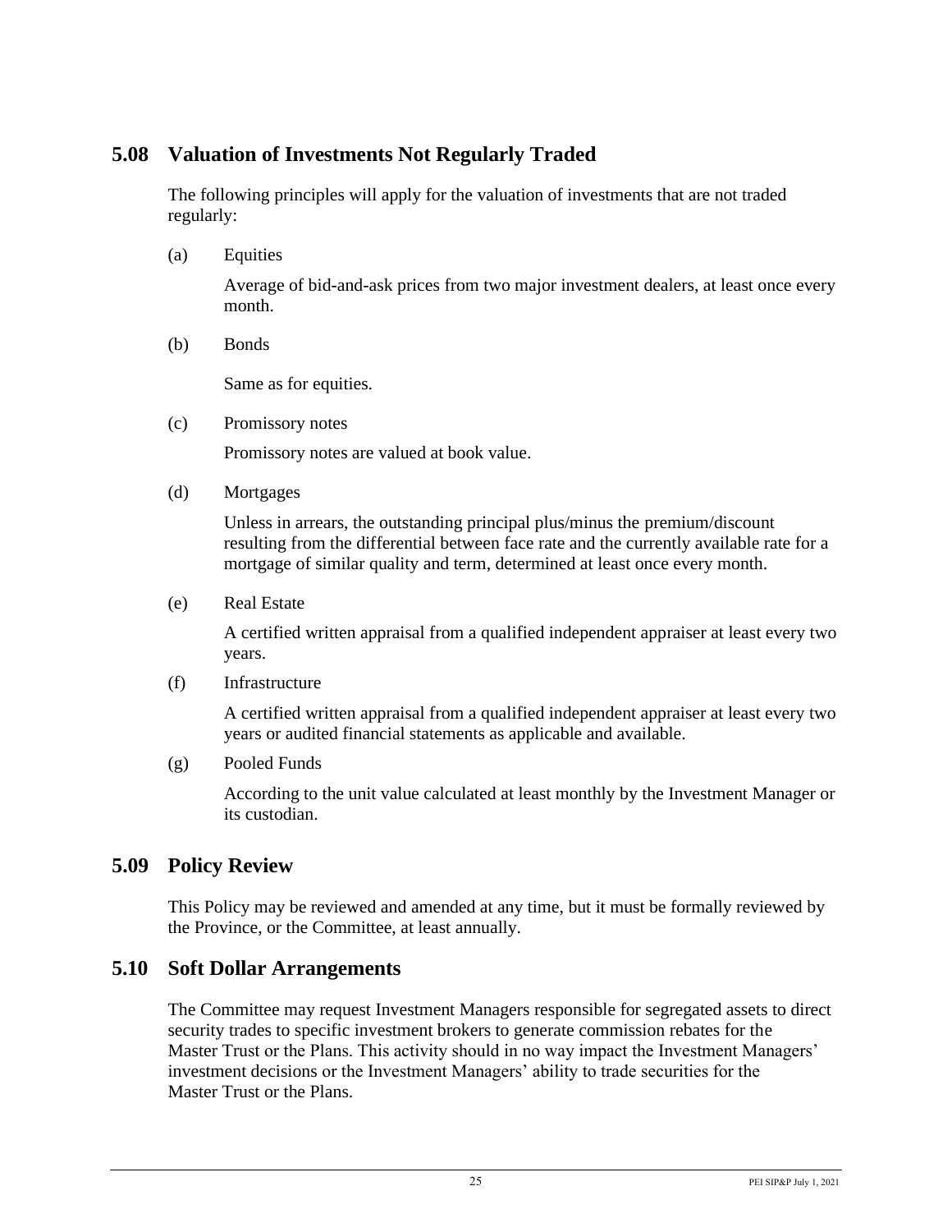## 5.08 Valuation of Investments Not Regularly Traded

The following principles will apply for the valuation of investments that are not traded regularly:

(a) Equities

Average of bid-and-ask prices from two major investment dealers, at least once every month.

(b) Bonds

Same as for equities.

(c) Promissory notes

Promissory notes are valued at book value.

(d) Mortgages

Unless in arrears, the outstanding principal plus/minus the premium/discount resulting from the differential between face rate and the currently available rate for a mortgage of similar quality and term, determined at least once every month.

(e) Real Estate

A certified written appraisal from a qualified independent appraiser at least every two years.

(f) Infrastructure

A certified written appraisal from a qualified independent appraiser at least every two years or audited financial statements as applicable and available.

(g) Pooled Funds

According to the unit value calculated at least monthly by the Investment Manager or its custodian.

## 5.09 Policy Review

This Policy may be reviewed and amended at any time, but it must be formally reviewed by the Province, or the Committee, at least annually.

## 5.10 Soft Dollar Arrangements

The Committee may request Investment Managers responsible for segregated assets to direct security trades to specific investment brokers to generate commission rebates for the Master Trust or the Plans. This activity should in no way impact the Investment Managers' investment decisions or the Investment Managers' ability to trade securities for the Master Trust or the Plans.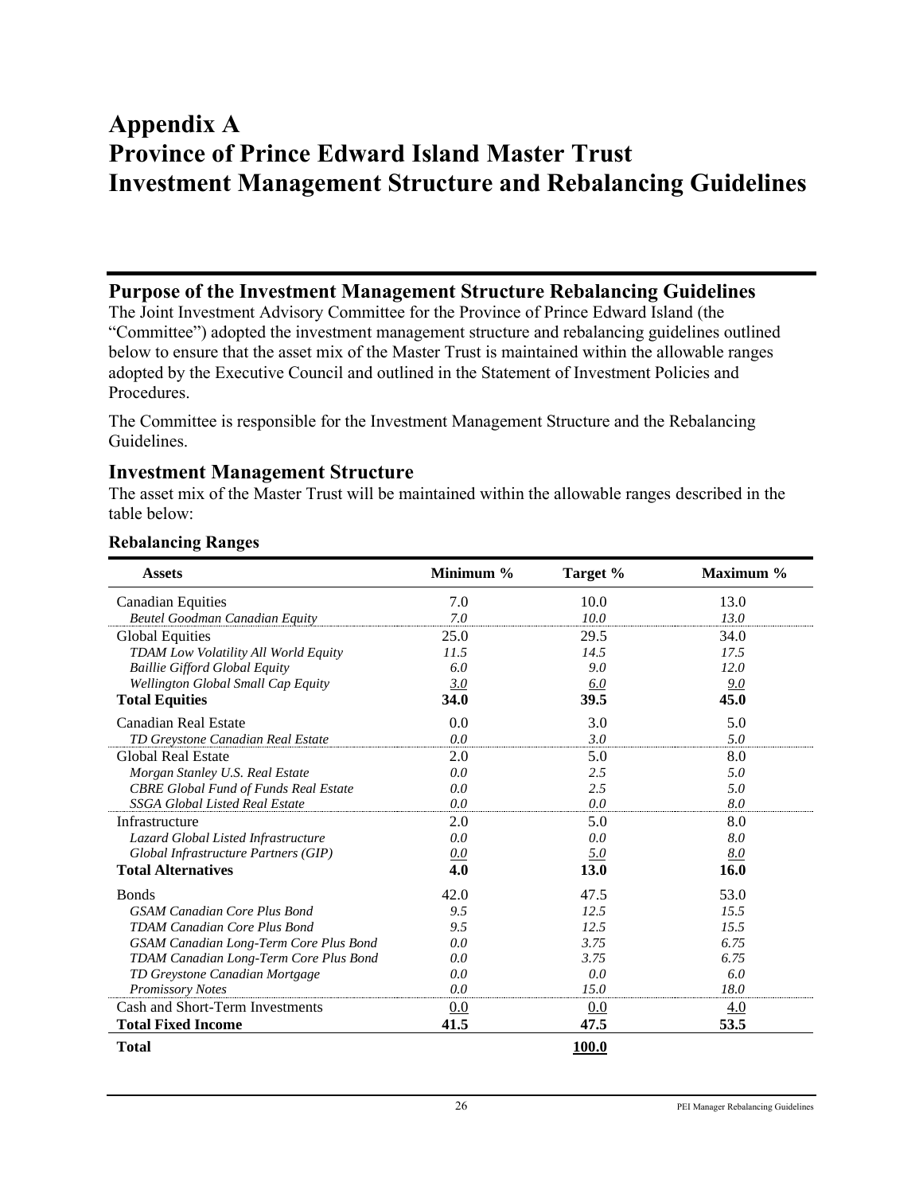# Appendix A
# Province of Prince Edward Island Master Trust
# Investment Management Structure and Rebalancing Guidelines

## Purpose of the Investment Management Structure Rebalancing Guidelines

The Joint Investment Advisory Committee for the Province of Prince Edward Island (the "Committee") adopted the investment management structure and rebalancing guidelines outlined below to ensure that the asset mix of the Master Trust is maintained within the allowable ranges adopted by the Executive Council and outlined in the Statement of Investment Policies and Procedures.

The Committee is responsible for the Investment Management Structure and the Rebalancing Guidelines.

## Investment Management Structure

The asset mix of the Master Trust will be maintained within the allowable ranges described in the table below:

**Rebalancing Ranges**

| Assets | Minimum % | Target % | Maximum % |
|---|---|---|---|
| Canadian Equities | 7.0 | 10.0 | 13.0 |
| *Beutel Goodman Canadian Equity* | *7.0* | *10.0* | *13.0* |
| Global Equities | 25.0 | 29.5 | 34.0 |
| *TDAM Low Volatility All World Equity* | *11.5* | *14.5* | *17.5* |
| *Baillie Gifford Global Equity* | *6.0* | *9.0* | *12.0* |
| *Wellington Global Small Cap Equity* | *3.0* | *6.0* | *9.0* |
| **Total Equities** | **34.0** | **39.5** | **45.0** |
| Canadian Real Estate | 0.0 | 3.0 | 5.0 |
| *TD Greystone Canadian Real Estate* | *0.0* | *3.0* | *5.0* |
| Global Real Estate | 2.0 | 5.0 | 8.0 |
| *Morgan Stanley U.S. Real Estate* | *0.0* | *2.5* | *5.0* |
| *CBRE Global Fund of Funds Real Estate* | *0.0* | *2.5* | *5.0* |
| *SSGA Global Listed Real Estate* | *0.0* | *0.0* | *8.0* |
| Infrastructure | 2.0 | 5.0 | 8.0 |
| *Lazard Global Listed Infrastructure* | *0.0* | *0.0* | *8.0* |
| *Global Infrastructure Partners (GIP)* | *0.0* | *5.0* | *8.0* |
| **Total Alternatives** | **4.0** | **13.0** | **16.0** |
| Bonds | 42.0 | 47.5 | 53.0 |
| *GSAM Canadian Core Plus Bond* | *9.5* | *12.5* | *15.5* |
| *TDAM Canadian Core Plus Bond* | *9.5* | *12.5* | *15.5* |
| *GSAM Canadian Long-Term Core Plus Bond* | *0.0* | *3.75* | *6.75* |
| *TDAM Canadian Long-Term Core Plus Bond* | *0.0* | *3.75* | *6.75* |
| *TD Greystone Canadian Mortgage* | *0.0* | *0.0* | *6.0* |
| *Promissory Notes* | *0.0* | *15.0* | *18.0* |
| Cash and Short-Term Investments | 0.0 | 0.0 | 4.0 |
| **Total Fixed Income** | **41.5** | **47.5** | **53.5** |
| **Total** | | **100.0** | |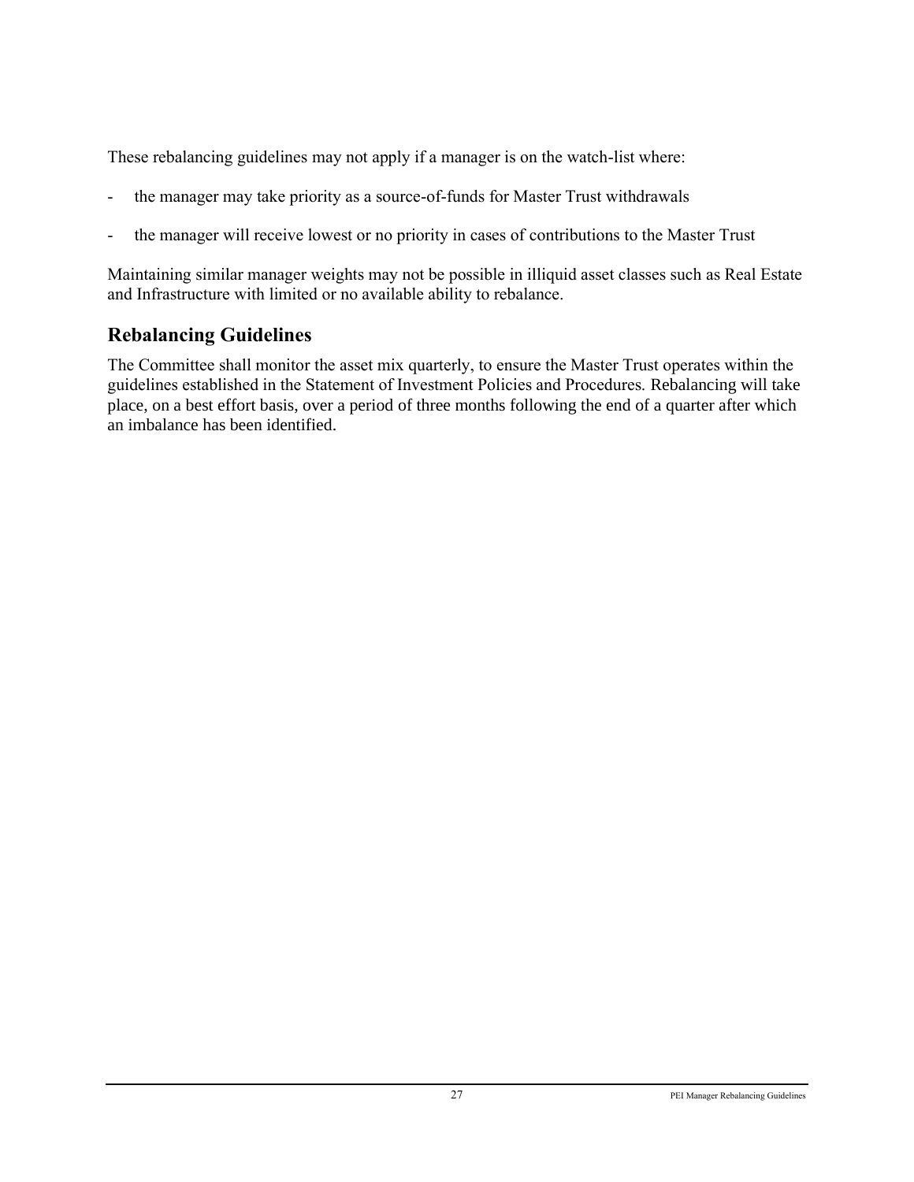These rebalancing guidelines may not apply if a manager is on the watch-list where:

- the manager may take priority as a source-of-funds for Master Trust withdrawals
- the manager will receive lowest or no priority in cases of contributions to the Master Trust

Maintaining similar manager weights may not be possible in illiquid asset classes such as Real Estate and Infrastructure with limited or no available ability to rebalance.

## Rebalancing Guidelines

The Committee shall monitor the asset mix quarterly, to ensure the Master Trust operates within the guidelines established in the Statement of Investment Policies and Procedures. Rebalancing will take place, on a best effort basis, over a period of three months following the end of a quarter after which an imbalance has been identified.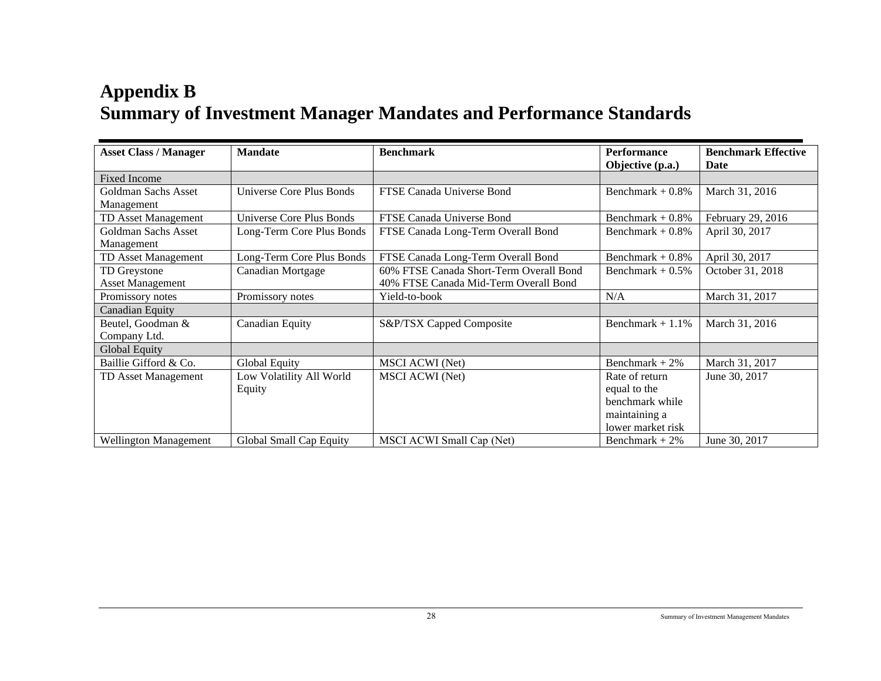# Appendix B
# Summary of Investment Manager Mandates and Performance Standards

| Asset Class / Manager | Mandate | Benchmark | Performance Objective (p.a.) | Benchmark Effective Date |
|---|---|---|---|---|
| Fixed Income | | | | |
| Goldman Sachs Asset Management | Universe Core Plus Bonds | FTSE Canada Universe Bond | Benchmark + 0.8% | March 31, 2016 |
| TD Asset Management | Universe Core Plus Bonds | FTSE Canada Universe Bond | Benchmark + 0.8% | February 29, 2016 |
| Goldman Sachs Asset Management | Long-Term Core Plus Bonds | FTSE Canada Long-Term Overall Bond | Benchmark + 0.8% | April 30, 2017 |
| TD Asset Management | Long-Term Core Plus Bonds | FTSE Canada Long-Term Overall Bond | Benchmark + 0.8% | April 30, 2017 |
| TD Greystone Asset Management | Canadian Mortgage | 60% FTSE Canada Short-Term Overall Bond 40% FTSE Canada Mid-Term Overall Bond | Benchmark + 0.5% | October 31, 2018 |
| Promissory notes | Promissory notes | Yield-to-book | N/A | March 31, 2017 |
| Canadian Equity | | | | |
| Beutel, Goodman & Company Ltd. | Canadian Equity | S&P/TSX Capped Composite | Benchmark + 1.1% | March 31, 2016 |
| Global Equity | | | | |
| Baillie Gifford & Co. | Global Equity | MSCI ACWI (Net) | Benchmark + 2% | March 31, 2017 |
| TD Asset Management | Low Volatility All World Equity | MSCI ACWI (Net) | Rate of return equal to the benchmark while maintaining a lower market risk | June 30, 2017 |
| Wellington Management | Global Small Cap Equity | MSCI ACWI Small Cap (Net) | Benchmark + 2% | June 30, 2017 |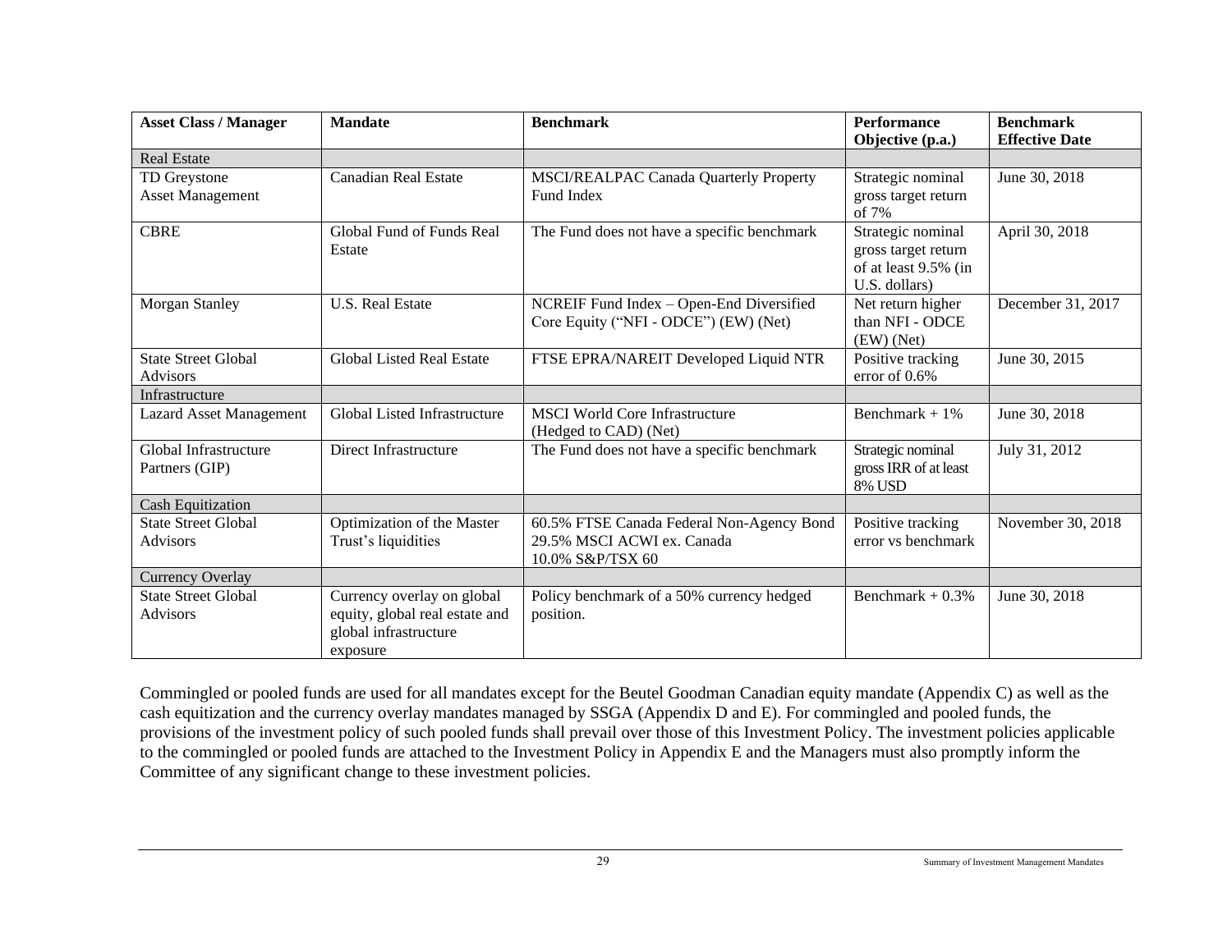| Asset Class / Manager | Mandate | Benchmark | Performance Objective (p.a.) | Benchmark Effective Date |
| --- | --- | --- | --- | --- |
| Real Estate | | | | |
| TD Greystone Asset Management | Canadian Real Estate | MSCI/REALPAC Canada Quarterly Property Fund Index | Strategic nominal gross target return of 7% | June 30, 2018 |
| CBRE | Global Fund of Funds Real Estate | The Fund does not have a specific benchmark | Strategic nominal gross target return of at least 9.5% (in U.S. dollars) | April 30, 2018 |
| Morgan Stanley | U.S. Real Estate | NCREIF Fund Index – Open-End Diversified Core Equity ("NFI - ODCE") (EW) (Net) | Net return higher than NFI - ODCE (EW) (Net) | December 31, 2017 |
| State Street Global Advisors | Global Listed Real Estate | FTSE EPRA/NAREIT Developed Liquid NTR | Positive tracking error of 0.6% | June 30, 2015 |
| Infrastructure | | | | |
| Lazard Asset Management | Global Listed Infrastructure | MSCI World Core Infrastructure (Hedged to CAD) (Net) | Benchmark + 1% | June 30, 2018 |
| Global Infrastructure Partners (GIP) | Direct Infrastructure | The Fund does not have a specific benchmark | Strategic nominal gross IRR of at least 8% USD | July 31, 2012 |
| Cash Equitization | | | | |
| State Street Global Advisors | Optimization of the Master Trust's liquidities | 60.5% FTSE Canada Federal Non-Agency Bond<br>29.5% MSCI ACWI ex. Canada<br>10.0% S&P/TSX 60 | Positive tracking error vs benchmark | November 30, 2018 |
| Currency Overlay | | | | |
| State Street Global Advisors | Currency overlay on global equity, global real estate and global infrastructure exposure | Policy benchmark of a 50% currency hedged position. | Benchmark + 0.3% | June 30, 2018 |

Commingled or pooled funds are used for all mandates except for the Beutel Goodman Canadian equity mandate (Appendix C) as well as the cash equitization and the currency overlay mandates managed by SSGA (Appendix D and E). For commingled and pooled funds, the provisions of the investment policy of such pooled funds shall prevail over those of this Investment Policy. The investment policies applicable to the commingled or pooled funds are attached to the Investment Policy in Appendix E and the Managers must also promptly inform the Committee of any significant change to these investment policies.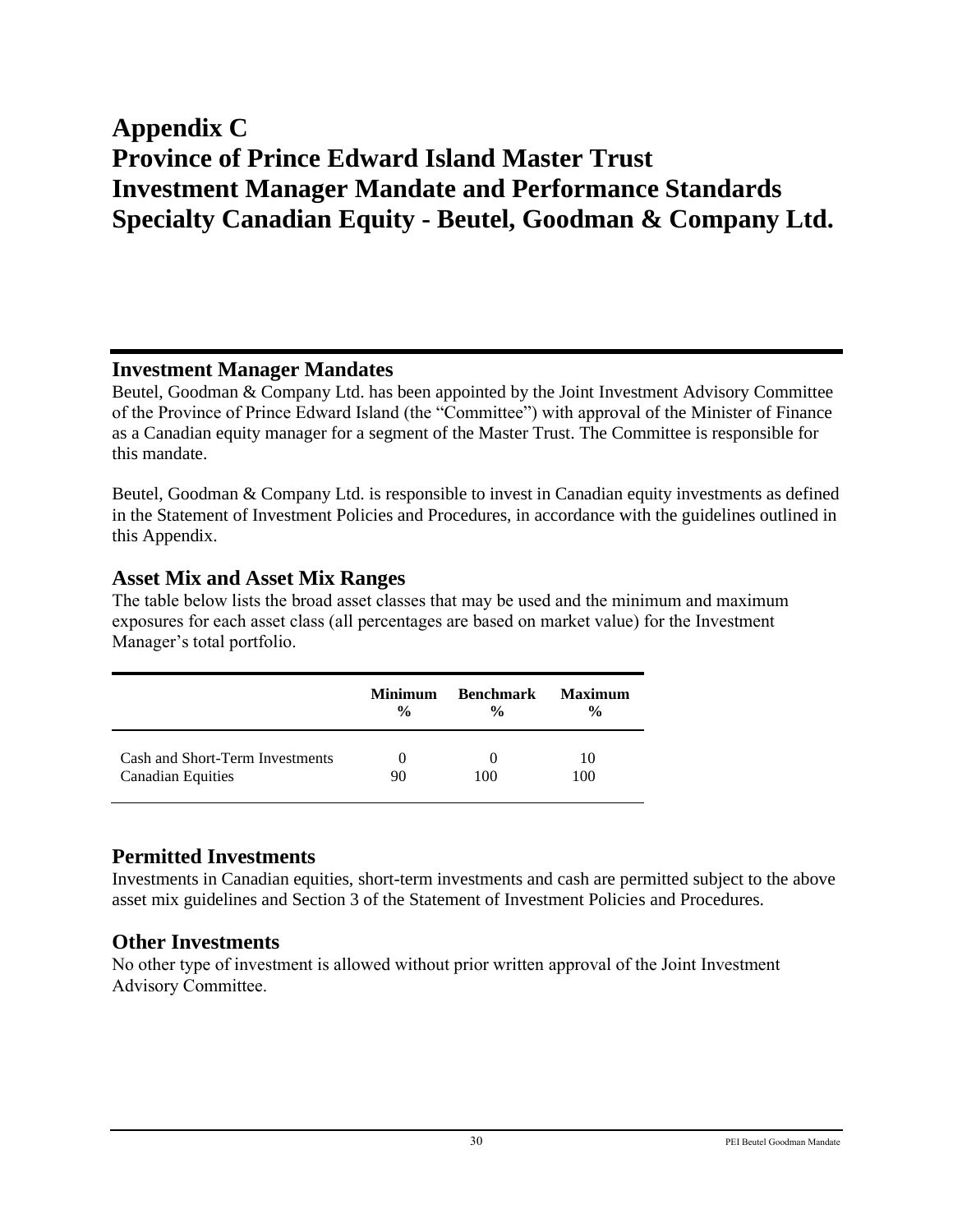# Appendix C
# Province of Prince Edward Island Master Trust
# Investment Manager Mandate and Performance Standards
# Specialty Canadian Equity - Beutel, Goodman & Company Ltd.

## Investment Manager Mandates

Beutel, Goodman & Company Ltd. has been appointed by the Joint Investment Advisory Committee of the Province of Prince Edward Island (the "Committee") with approval of the Minister of Finance as a Canadian equity manager for a segment of the Master Trust. The Committee is responsible for this mandate.

Beutel, Goodman & Company Ltd. is responsible to invest in Canadian equity investments as defined in the Statement of Investment Policies and Procedures, in accordance with the guidelines outlined in this Appendix.

## Asset Mix and Asset Mix Ranges

The table below lists the broad asset classes that may be used and the minimum and maximum exposures for each asset class (all percentages are based on market value) for the Investment Manager's total portfolio.

| | Minimum % | Benchmark % | Maximum % |
|---|---|---|---|
| Cash and Short-Term Investments | 0 | 0 | 10 |
| Canadian Equities | 90 | 100 | 100 |

## Permitted Investments

Investments in Canadian equities, short-term investments and cash are permitted subject to the above asset mix guidelines and Section 3 of the Statement of Investment Policies and Procedures.

## Other Investments

No other type of investment is allowed without prior written approval of the Joint Investment Advisory Committee.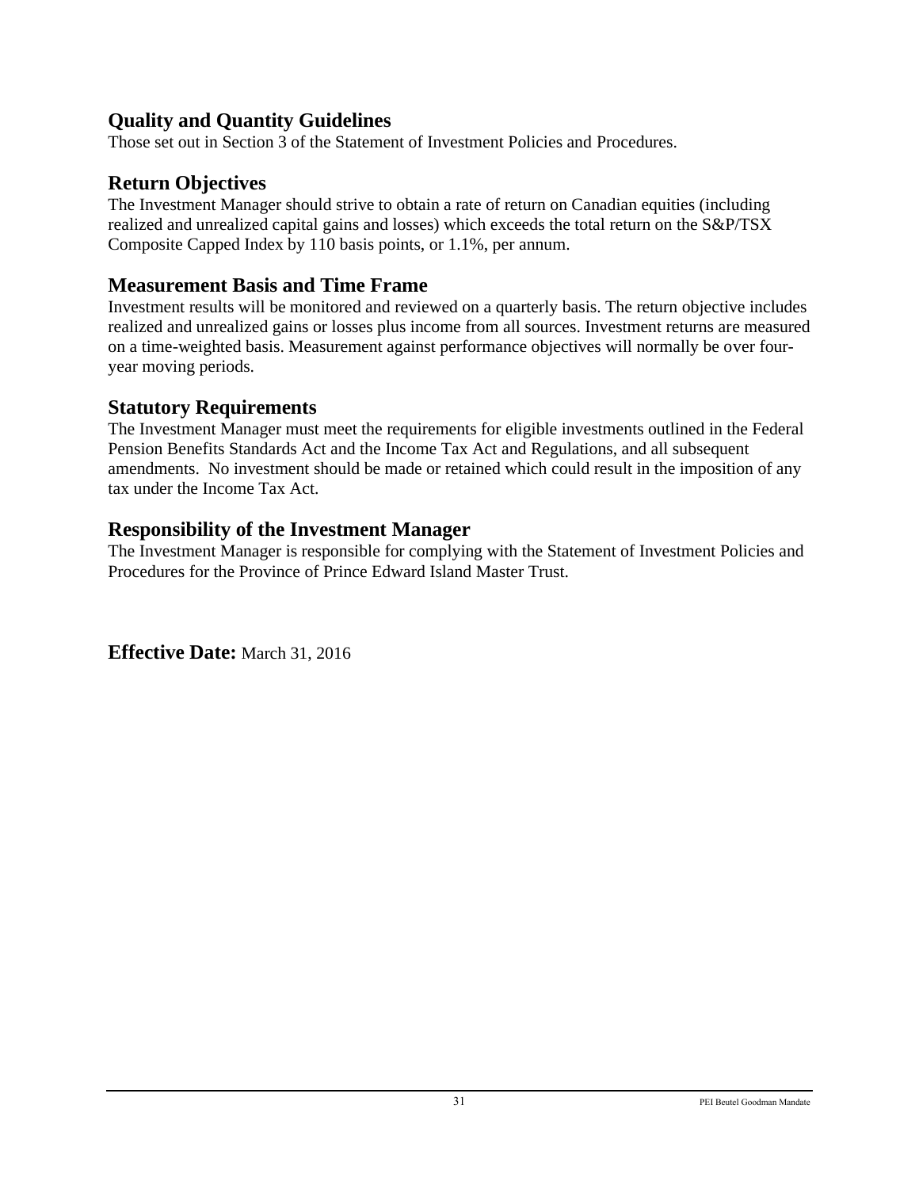## Quality and Quantity Guidelines

Those set out in Section 3 of the Statement of Investment Policies and Procedures.

## Return Objectives

The Investment Manager should strive to obtain a rate of return on Canadian equities (including realized and unrealized capital gains and losses) which exceeds the total return on the S&P/TSX Composite Capped Index by 110 basis points, or 1.1%, per annum.

## Measurement Basis and Time Frame

Investment results will be monitored and reviewed on a quarterly basis. The return objective includes realized and unrealized gains or losses plus income from all sources. Investment returns are measured on a time-weighted basis. Measurement against performance objectives will normally be over four-year moving periods.

## Statutory Requirements

The Investment Manager must meet the requirements for eligible investments outlined in the Federal Pension Benefits Standards Act and the Income Tax Act and Regulations, and all subsequent amendments. No investment should be made or retained which could result in the imposition of any tax under the Income Tax Act.

## Responsibility of the Investment Manager

The Investment Manager is responsible for complying with the Statement of Investment Policies and Procedures for the Province of Prince Edward Island Master Trust.

**Effective Date:** March 31, 2016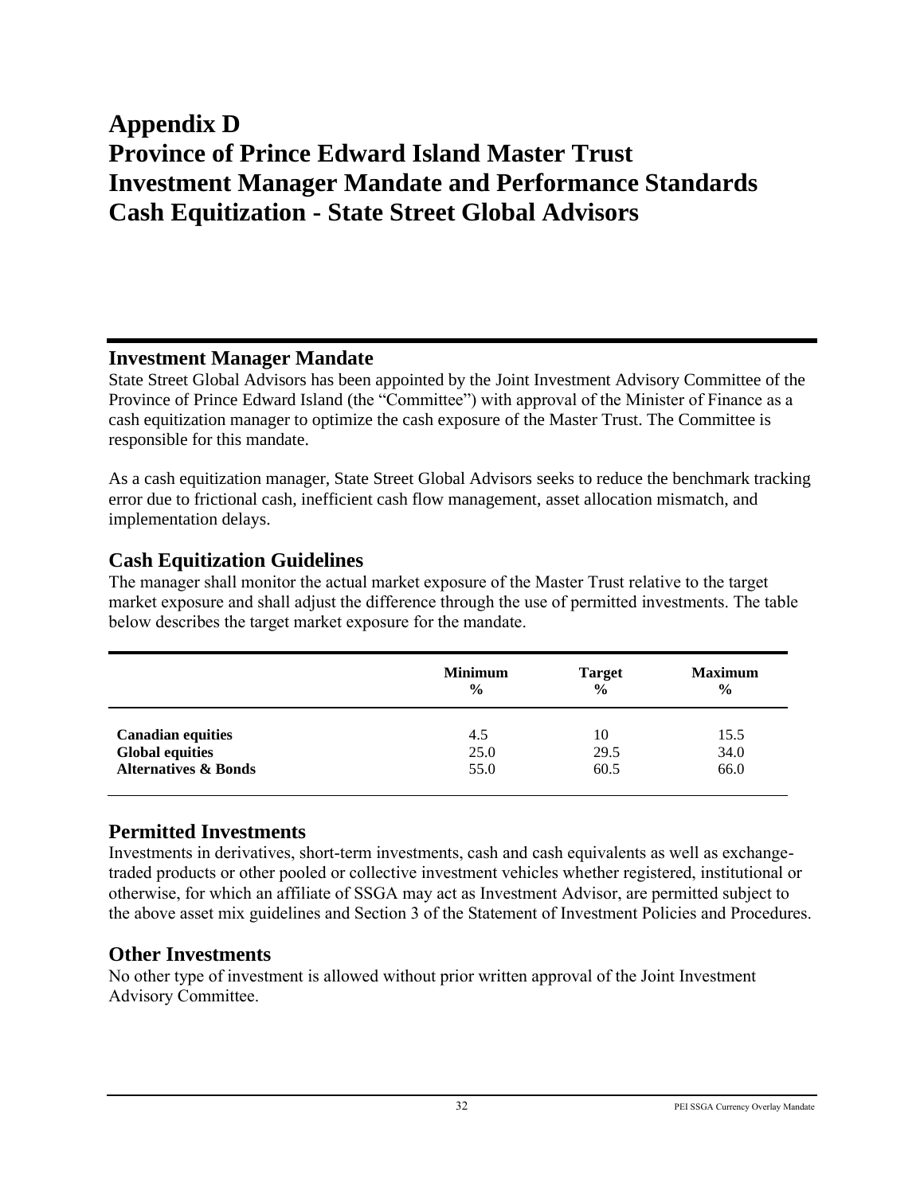# Appendix D
# Province of Prince Edward Island Master Trust
# Investment Manager Mandate and Performance Standards
# Cash Equitization - State Street Global Advisors

## Investment Manager Mandate

State Street Global Advisors has been appointed by the Joint Investment Advisory Committee of the Province of Prince Edward Island (the "Committee") with approval of the Minister of Finance as a cash equitization manager to optimize the cash exposure of the Master Trust. The Committee is responsible for this mandate.

As a cash equitization manager, State Street Global Advisors seeks to reduce the benchmark tracking error due to frictional cash, inefficient cash flow management, asset allocation mismatch, and implementation delays.

## Cash Equitization Guidelines

The manager shall monitor the actual market exposure of the Master Trust relative to the target market exposure and shall adjust the difference through the use of permitted investments. The table below describes the target market exposure for the mandate.

| | Minimum % | Target % | Maximum % |
|---|---|---|---|
| **Canadian equities** | 4.5 | 10 | 15.5 |
| **Global equities** | 25.0 | 29.5 | 34.0 |
| **Alternatives & Bonds** | 55.0 | 60.5 | 66.0 |

## Permitted Investments

Investments in derivatives, short-term investments, cash and cash equivalents as well as exchange-traded products or other pooled or collective investment vehicles whether registered, institutional or otherwise, for which an affiliate of SSGA may act as Investment Advisor, are permitted subject to the above asset mix guidelines and Section 3 of the Statement of Investment Policies and Procedures.

## Other Investments

No other type of investment is allowed without prior written approval of the Joint Investment Advisory Committee.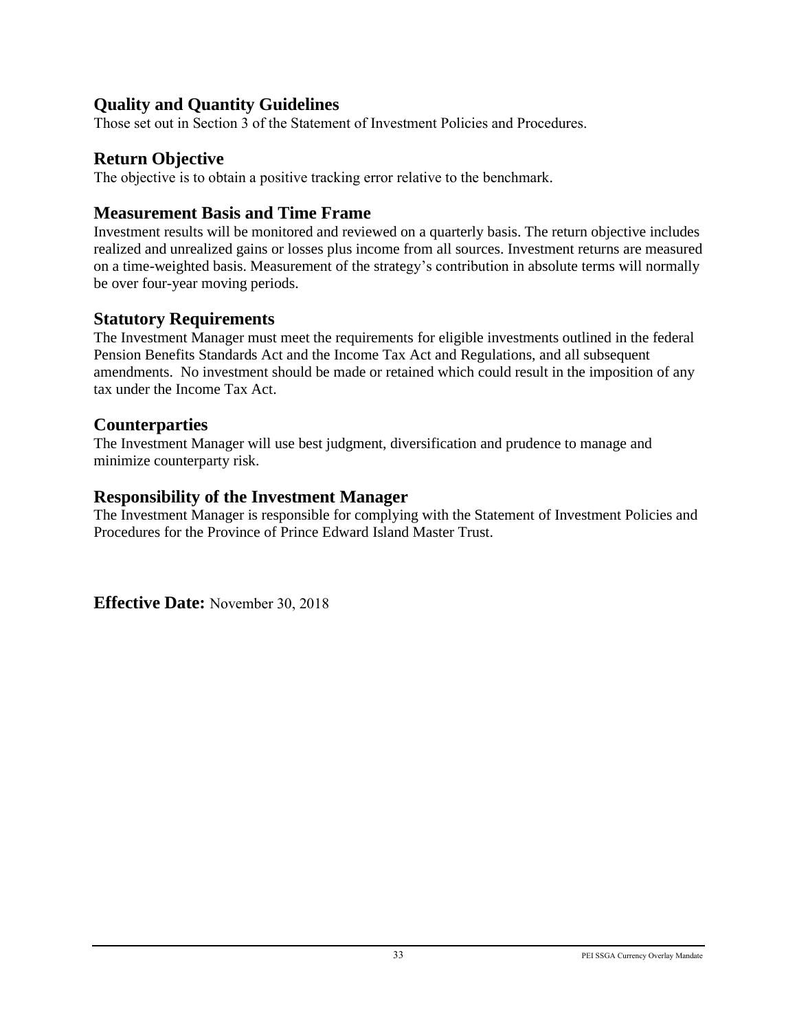## Quality and Quantity Guidelines

Those set out in Section 3 of the Statement of Investment Policies and Procedures.

## Return Objective

The objective is to obtain a positive tracking error relative to the benchmark.

## Measurement Basis and Time Frame

Investment results will be monitored and reviewed on a quarterly basis. The return objective includes realized and unrealized gains or losses plus income from all sources. Investment returns are measured on a time-weighted basis. Measurement of the strategy's contribution in absolute terms will normally be over four-year moving periods.

## Statutory Requirements

The Investment Manager must meet the requirements for eligible investments outlined in the federal Pension Benefits Standards Act and the Income Tax Act and Regulations, and all subsequent amendments. No investment should be made or retained which could result in the imposition of any tax under the Income Tax Act.

## Counterparties

The Investment Manager will use best judgment, diversification and prudence to manage and minimize counterparty risk.

## Responsibility of the Investment Manager

The Investment Manager is responsible for complying with the Statement of Investment Policies and Procedures for the Province of Prince Edward Island Master Trust.

**Effective Date:** November 30, 2018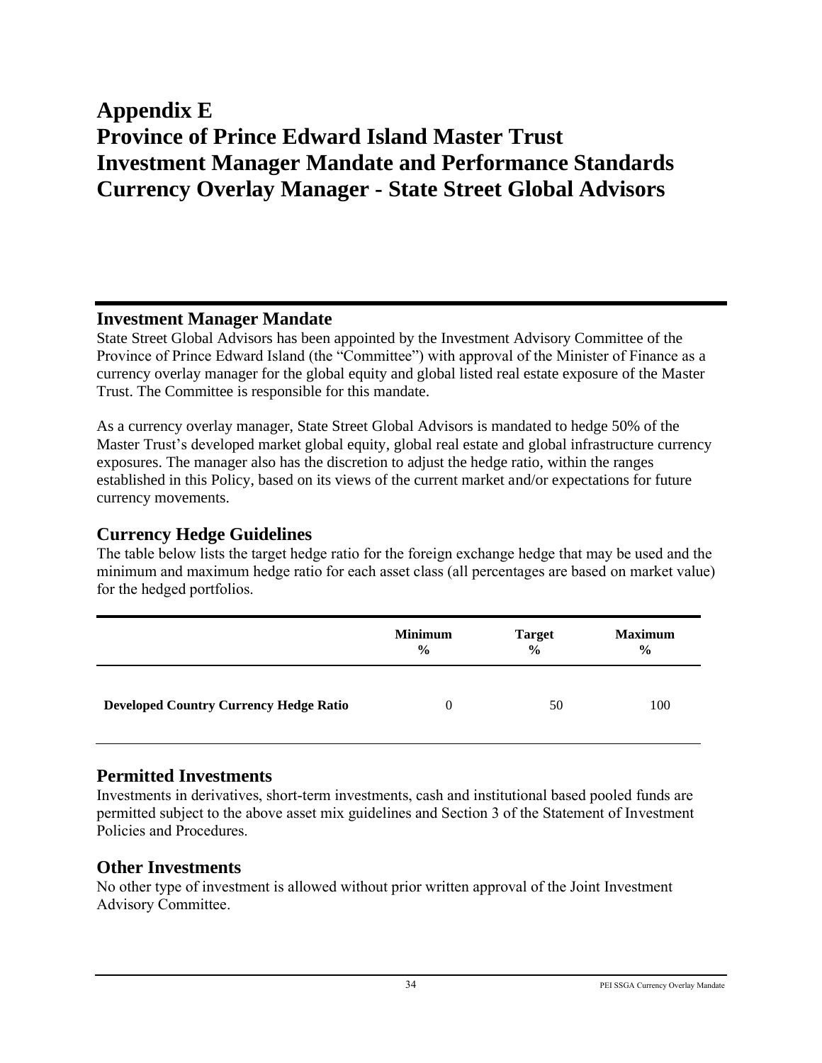# Appendix E
# Province of Prince Edward Island Master Trust
# Investment Manager Mandate and Performance Standards
# Currency Overlay Manager - State Street Global Advisors

## Investment Manager Mandate

State Street Global Advisors has been appointed by the Investment Advisory Committee of the Province of Prince Edward Island (the "Committee") with approval of the Minister of Finance as a currency overlay manager for the global equity and global listed real estate exposure of the Master Trust. The Committee is responsible for this mandate.

As a currency overlay manager, State Street Global Advisors is mandated to hedge 50% of the Master Trust's developed market global equity, global real estate and global infrastructure currency exposures. The manager also has the discretion to adjust the hedge ratio, within the ranges established in this Policy, based on its views of the current market and/or expectations for future currency movements.

## Currency Hedge Guidelines

The table below lists the target hedge ratio for the foreign exchange hedge that may be used and the minimum and maximum hedge ratio for each asset class (all percentages are based on market value) for the hedged portfolios.

| | Minimum % | Target % | Maximum % |
|---|---|---|---|
| **Developed Country Currency Hedge Ratio** | 0 | 50 | 100 |

## Permitted Investments

Investments in derivatives, short-term investments, cash and institutional based pooled funds are permitted subject to the above asset mix guidelines and Section 3 of the Statement of Investment Policies and Procedures.

## Other Investments

No other type of investment is allowed without prior written approval of the Joint Investment Advisory Committee.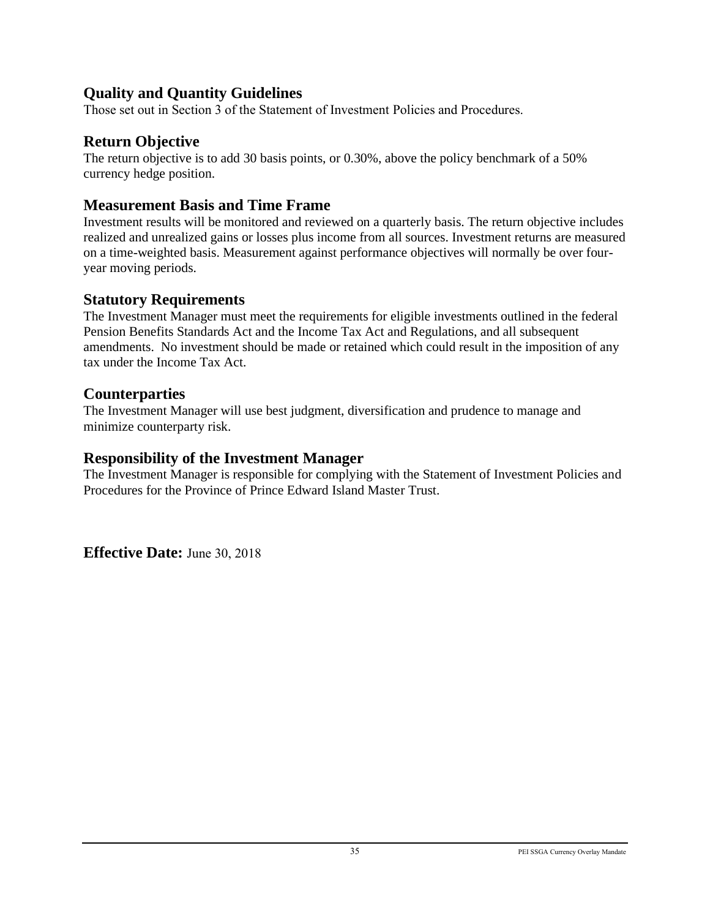## Quality and Quantity Guidelines

Those set out in Section 3 of the Statement of Investment Policies and Procedures.

## Return Objective

The return objective is to add 30 basis points, or 0.30%, above the policy benchmark of a 50% currency hedge position.

## Measurement Basis and Time Frame

Investment results will be monitored and reviewed on a quarterly basis. The return objective includes realized and unrealized gains or losses plus income from all sources. Investment returns are measured on a time-weighted basis. Measurement against performance objectives will normally be over four-year moving periods.

## Statutory Requirements

The Investment Manager must meet the requirements for eligible investments outlined in the federal Pension Benefits Standards Act and the Income Tax Act and Regulations, and all subsequent amendments. No investment should be made or retained which could result in the imposition of any tax under the Income Tax Act.

## Counterparties

The Investment Manager will use best judgment, diversification and prudence to manage and minimize counterparty risk.

## Responsibility of the Investment Manager

The Investment Manager is responsible for complying with the Statement of Investment Policies and Procedures for the Province of Prince Edward Island Master Trust.

**Effective Date:** June 30, 2018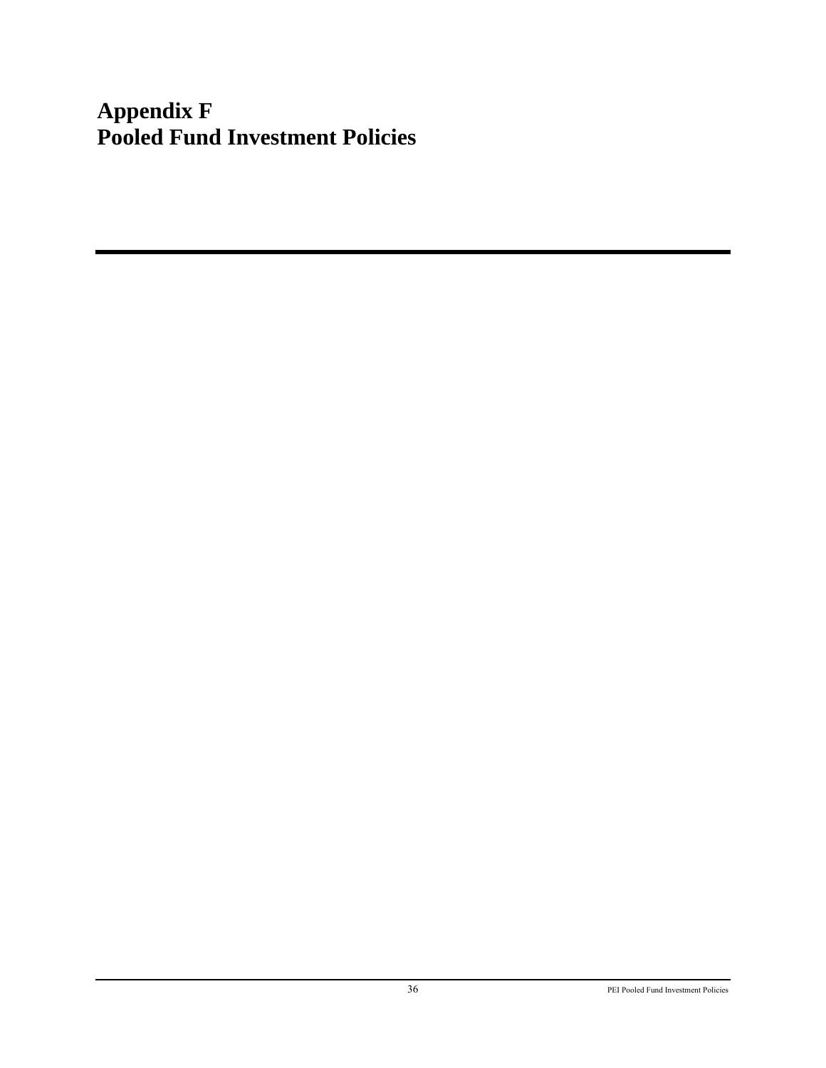# Appendix F
# Pooled Fund Investment Policies